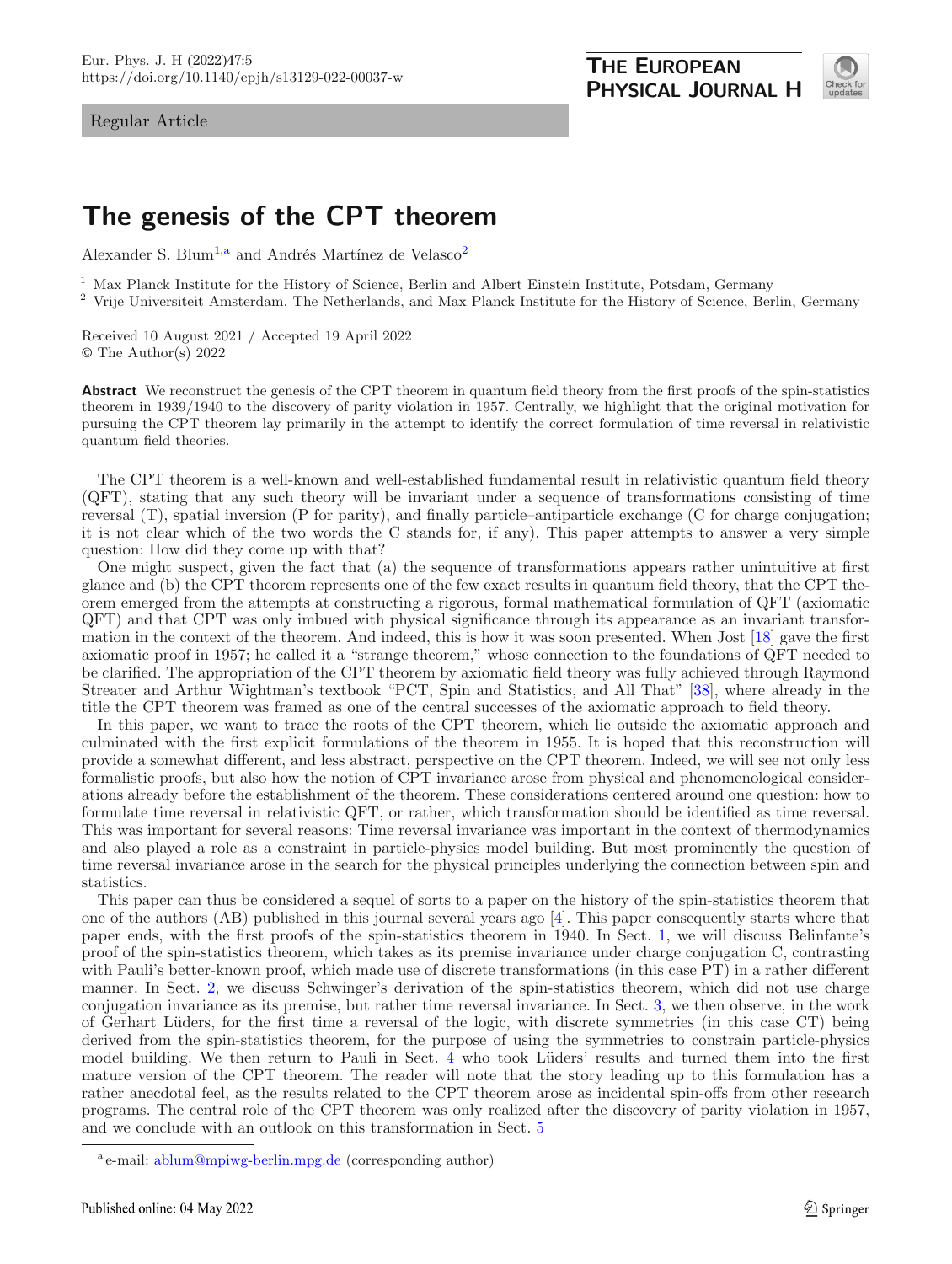Regular Article

# The genesis of the CPT theorem

Alexander S. Blum[1,a] and Andrés Martínez de Velasco[2]

[1] Max Planck Institute for the History of Science, Berlin and Albert Einstein Institute, Potsdam, Germany
[2] Vrije Universiteit Amsterdam, The Netherlands, and Max Planck Institute for the History of Science, Berlin, Germany

Received 10 August 2021 / Accepted 19 April 2022
© The Author(s) 2022

**Abstract** We reconstruct the genesis of the CPT theorem in quantum field theory from the first proofs of the spin-statistics theorem in 1939/1940 to the discovery of parity violation in 1957. Centrally, we highlight that the original motivation for pursuing the CPT theorem lay primarily in the attempt to identify the correct formulation of time reversal in relativistic quantum field theories.

The CPT theorem is a well-known and well-established fundamental result in relativistic quantum field theory (QFT), stating that any such theory will be invariant under a sequence of transformations consisting of time reversal (T), spatial inversion (P for parity), and finally particle–antiparticle exchange (C for charge conjugation; it is not clear which of the two words the C stands for, if any). This paper attempts to answer a very simple question: How did they come up with that?

One might suspect, given the fact that (a) the sequence of transformations appears rather unintuitive at first glance and (b) the CPT theorem represents one of the few exact results in quantum field theory, that the CPT theorem emerged from the attempts at constructing a rigorous, formal mathematical formulation of QFT (axiomatic QFT) and that CPT was only imbued with physical significance through its appearance as an invariant transformation in the context of the theorem. And indeed, this is how it was soon presented. When Jost [18] gave the first axiomatic proof in 1957; he called it a "strange theorem," whose connection to the foundations of QFT needed to be clarified. The appropriation of the CPT theorem by axiomatic field theory was fully achieved through Raymond Streater and Arthur Wightman's textbook "PCT, Spin and Statistics, and All That" [38], where already in the title the CPT theorem was framed as one of the central successes of the axiomatic approach to field theory.

In this paper, we want to trace the roots of the CPT theorem, which lie outside the axiomatic approach and culminated with the first explicit formulations of the theorem in 1955. It is hoped that this reconstruction will provide a somewhat different, and less abstract, perspective on the CPT theorem. Indeed, we will see not only less formalistic proofs, but also how the notion of CPT invariance arose from physical and phenomenological considerations already before the establishment of the theorem. These considerations centered around one question: how to formulate time reversal in relativistic QFT, or rather, which transformation should be identified as time reversal. This was important for several reasons: Time reversal invariance was important in the context of thermodynamics and also played a role as a constraint in particle-physics model building. But most prominently the question of time reversal invariance arose in the search for the physical principles underlying the connection between spin and statistics.

This paper can thus be considered a sequel of sorts to a paper on the history of the spin-statistics theorem that one of the authors (AB) published in this journal several years ago [4]. This paper consequently starts where that paper ends, with the first proofs of the spin-statistics theorem in 1940. In Sect. 1, we will discuss Belinfante's proof of the spin-statistics theorem, which takes as its premise invariance under charge conjugation C, contrasting with Pauli's better-known proof, which made use of discrete transformations (in this case PT) in a rather different manner. In Sect. 2, we discuss Schwinger's derivation of the spin-statistics theorem, which did not use charge conjugation invariance as its premise, but rather time reversal invariance. In Sect. 3, we then observe, in the work of Gerhart Lüders, for the first time a reversal of the logic, with discrete symmetries (in this case CT) being derived from the spin-statistics theorem, for the purpose of using the symmetries to constrain particle-physics model building. We then return to Pauli in Sect. 4 who took Lüders' results and turned them into the first mature version of the CPT theorem. The reader will note that the story leading up to this formulation has a rather anecdotal feel, as the results related to the CPT theorem arose as incidental spin-offs from other research programs. The central role of the CPT theorem was only realized after the discovery of parity violation in 1957, and we conclude with an outlook on this transformation in Sect. 5

[a] e-mail: ablum@mpiwg-berlin.mpg.de (corresponding author)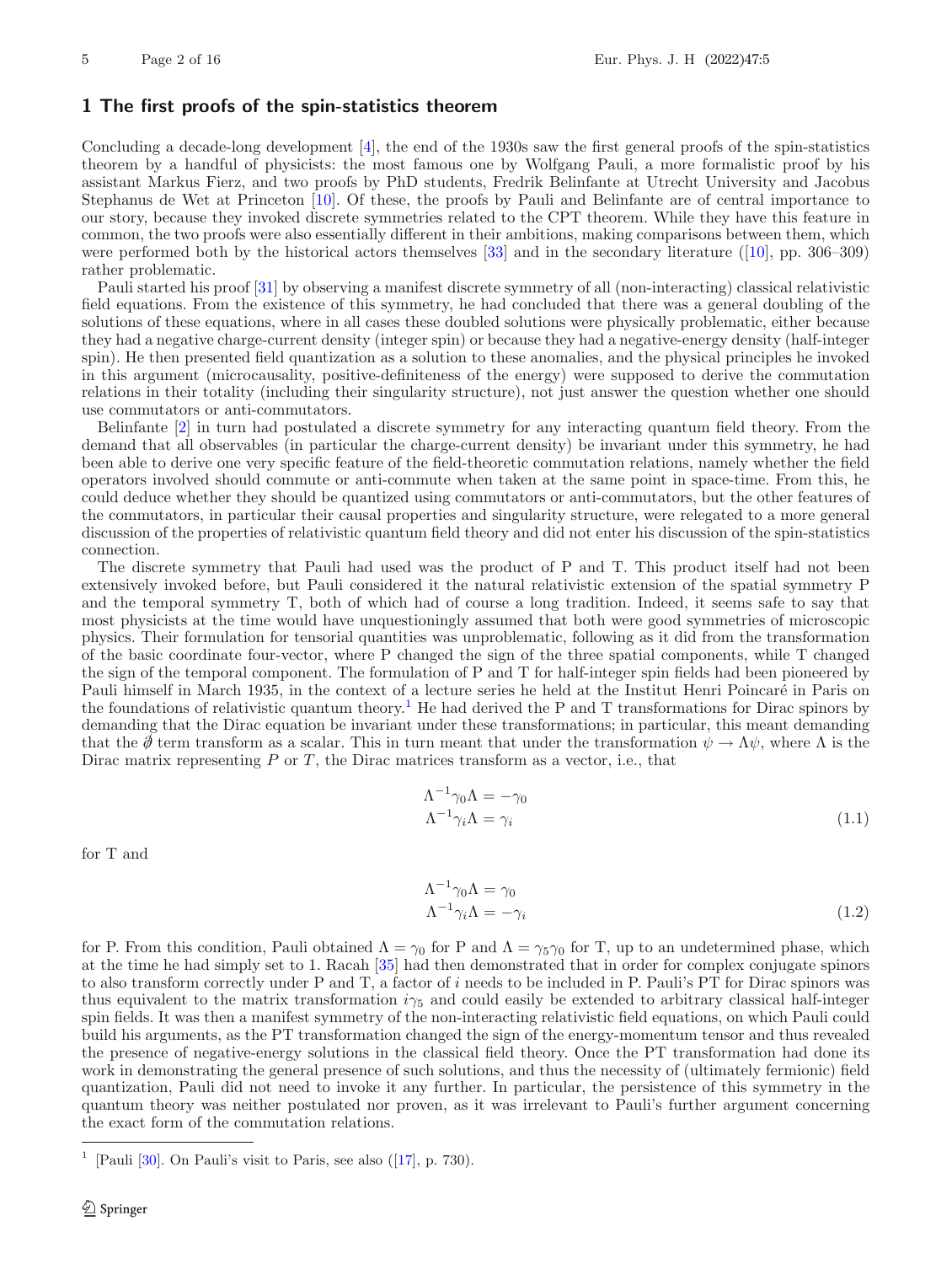## 1 The first proofs of the spin-statistics theorem

Concluding a decade-long development [4], the end of the 1930s saw the first general proofs of the spin-statistics theorem by a handful of physicists: the most famous one by Wolfgang Pauli, a more formalistic proof by his assistant Markus Fierz, and two proofs by PhD students, Fredrik Belinfante at Utrecht University and Jacobus Stephanus de Wet at Princeton [10]. Of these, the proofs by Pauli and Belinfante are of central importance to our story, because they invoked discrete symmetries related to the CPT theorem. While they have this feature in common, the two proofs were also essentially different in their ambitions, making comparisons between them, which were performed both by the historical actors themselves [33] and in the secondary literature ([10], pp. 306–309) rather problematic.

Pauli started his proof [31] by observing a manifest discrete symmetry of all (non-interacting) classical relativistic field equations. From the existence of this symmetry, he had concluded that there was a general doubling of the solutions of these equations, where in all cases these doubled solutions were physically problematic, either because they had a negative charge-current density (integer spin) or because they had a negative-energy density (half-integer spin). He then presented field quantization as a solution to these anomalies, and the physical principles he invoked in this argument (microcausality, positive-definiteness of the energy) were supposed to derive the commutation relations in their totality (including their singularity structure), not just answer the question whether one should use commutators or anti-commutators.

Belinfante [2] in turn had postulated a discrete symmetry for any interacting quantum field theory. From the demand that all observables (in particular the charge-current density) be invariant under this symmetry, he had been able to derive one very specific feature of the field-theoretic commutation relations, namely whether the field operators involved should commute or anti-commute when taken at the same point in space-time. From this, he could deduce whether they should be quantized using commutators or anti-commutators, but the other features of the commutators, in particular their causal properties and singularity structure, were relegated to a more general discussion of the properties of relativistic quantum field theory and did not enter his discussion of the spin-statistics connection.

The discrete symmetry that Pauli had used was the product of P and T. This product itself had not been extensively invoked before, but Pauli considered it the natural relativistic extension of the spatial symmetry P and the temporal symmetry T, both of which had of course a long tradition. Indeed, it seems safe to say that most physicists at the time would have unquestioningly assumed that both were good symmetries of microscopic physics. Their formulation for tensorial quantities was unproblematic, following as it did from the transformation of the basic coordinate four-vector, where P changed the sign of the three spatial components, while T changed the sign of the temporal component. The formulation of P and T for half-integer spin fields had been pioneered by Pauli himself in March 1935, in the context of a lecture series he held at the Institut Henri Poincaré in Paris on the foundations of relativistic quantum theory.[1] He had derived the P and T transformations for Dirac spinors by demanding that the Dirac equation be invariant under these transformations; in particular, this meant demanding that the $\not{\partial}$ term transform as a scalar. This in turn meant that under the transformation $\psi \to \Lambda\psi$, where $\Lambda$ is the Dirac matrix representing $P$ or $T$, the Dirac matrices transform as a vector, i.e., that

$$
\begin{aligned}
\Lambda^{-1}\gamma_0\Lambda &= -\gamma_0 \\
\Lambda^{-1}\gamma_i\Lambda &= \gamma_i
\end{aligned}
\tag{1.1}
$$

for T and

$$
\begin{aligned}
\Lambda^{-1}\gamma_0\Lambda &= \gamma_0 \\
\Lambda^{-1}\gamma_i\Lambda &= -\gamma_i
\end{aligned}
\tag{1.2}
$$

for P. From this condition, Pauli obtained $\Lambda = \gamma_0$ for P and $\Lambda = \gamma_5\gamma_0$ for T, up to an undetermined phase, which at the time he had simply set to 1. Racah [35] had then demonstrated that in order for complex conjugate spinors to also transform correctly under P and T, a factor of $i$ needs to be included in P. Pauli's PT for Dirac spinors was thus equivalent to the matrix transformation $i\gamma_5$ and could easily be extended to arbitrary classical half-integer spin fields. It was then a manifest symmetry of the non-interacting relativistic field equations, on which Pauli could build his arguments, as the PT transformation changed the sign of the energy-momentum tensor and thus revealed the presence of negative-energy solutions in the classical field theory. Once the PT transformation had done its work in demonstrating the general presence of such solutions, and thus the necessity of (ultimately fermionic) field quantization, Pauli did not need to invoke it any further. In particular, the persistence of this symmetry in the quantum theory was neither postulated nor proven, as it was irrelevant to Pauli's further argument concerning the exact form of the commutation relations.

---

[1] [Pauli [30]. On Pauli's visit to Paris, see also ([17], p. 730).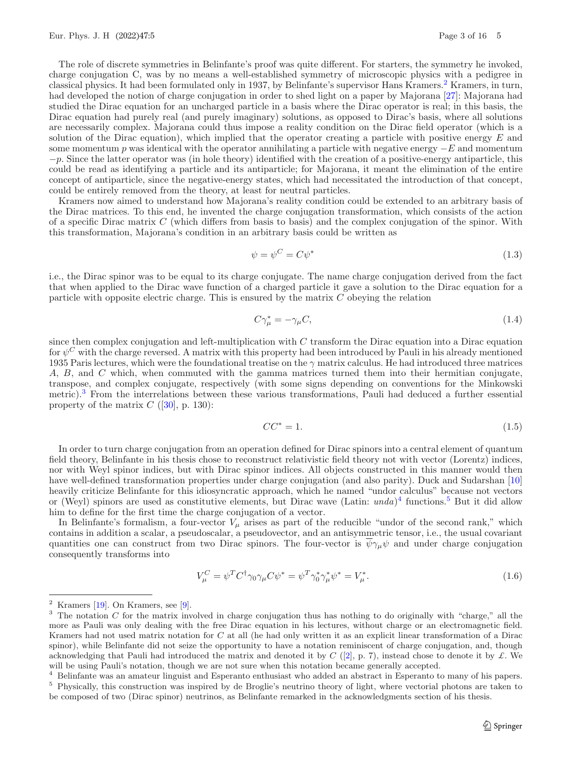The role of discrete symmetries in Belinfante's proof was quite different. For starters, the symmetry he invoked, charge conjugation C, was by no means a well-established symmetry of microscopic physics with a pedigree in classical physics. It had been formulated only in 1937, by Belinfante's supervisor Hans Kramers.[2] Kramers, in turn, had developed the notion of charge conjugation in order to shed light on a paper by Majorana [27]: Majorana had studied the Dirac equation for an uncharged particle in a basis where the Dirac operator is real; in this basis, the Dirac equation had purely real (and purely imaginary) solutions, as opposed to Dirac's basis, where all solutions are necessarily complex. Majorana could thus impose a reality condition on the Dirac field operator (which is a solution of the Dirac equation), which implied that the operator creating a particle with positive energy $E$ and some momentum $p$ was identical with the operator annihilating a particle with negative energy $-E$ and momentum $-p$. Since the latter operator was (in hole theory) identified with the creation of a positive-energy antiparticle, this could be read as identifying a particle and its antiparticle; for Majorana, it meant the elimination of the entire concept of antiparticle, since the negative-energy states, which had necessitated the introduction of that concept, could be entirely removed from the theory, at least for neutral particles.

Kramers now aimed to understand how Majorana's reality condition could be extended to an arbitrary basis of the Dirac matrices. To this end, he invented the charge conjugation transformation, which consists of the action of a specific Dirac matrix $C$ (which differs from basis to basis) and the complex conjugation of the spinor. With this transformation, Majorana's condition in an arbitrary basis could be written as

$$\psi = \psi^C = C\psi^* \tag{1.3}$$

i.e., the Dirac spinor was to be equal to its charge conjugate. The name charge conjugation derived from the fact that when applied to the Dirac wave function of a charged particle it gave a solution to the Dirac equation for a particle with opposite electric charge. This is ensured by the matrix $C$ obeying the relation

$$C\gamma_\mu^* = -\gamma_\mu C, \tag{1.4}$$

since then complex conjugation and left-multiplication with $C$ transform the Dirac equation into a Dirac equation for $\psi^C$ with the charge reversed. A matrix with this property had been introduced by Pauli in his already mentioned 1935 Paris lectures, which were the foundational treatise on the $\gamma$ matrix calculus. He had introduced three matrices $A$, $B$, and $C$ which, when commuted with the gamma matrices turned them into their hermitian conjugate, transpose, and complex conjugate, respectively (with some signs depending on conventions for the Minkowski metric).[3] From the interrelations between these various transformations, Pauli had deduced a further essential property of the matrix $C$ ([30], p. 130):

$$CC^* = 1. \tag{1.5}$$

In order to turn charge conjugation from an operation defined for Dirac spinors into a central element of quantum field theory, Belinfante in his thesis chose to reconstruct relativistic field theory not with vector (Lorentz) indices, nor with Weyl spinor indices, but with Dirac spinor indices. All objects constructed in this manner would then have well-defined transformation properties under charge conjugation (and also parity). Duck and Sudarshan [10] heavily criticize Belinfante for this idiosyncratic approach, which he named "undor calculus" because not vectors or (Weyl) spinors are used as constitutive elements, but Dirac wave (Latin: *unda*)[4] functions.[5] But it did allow him to define for the first time the charge conjugation of a vector.

In Belinfante's formalism, a four-vector $V_\mu$ arises as part of the reducible "undor of the second rank," which contains in addition a scalar, a pseudoscalar, a pseudovector, and an antisymmetric tensor, i.e., the usual covariant quantities one can construct from two Dirac spinors. The four-vector is $\overline{\psi}\gamma_\mu\psi$ and under charge conjugation consequently transforms into

$$V_\mu^C = \psi^T C^\dagger \gamma_0 \gamma_\mu C \psi^* = \psi^T \gamma_0^* \gamma_\mu^* \psi^* = V_\mu^*. \tag{1.6}$$

---

[2] Kramers [19]. On Kramers, see [9].

[3] The notation $C$ for the matrix involved in charge conjugation thus has nothing to do originally with "charge," all the more as Pauli was only dealing with the free Dirac equation in his lectures, without charge or an electromagnetic field. Kramers had not used matrix notation for $C$ at all (he had only written it as an explicit linear transformation of a Dirac spinor), while Belinfante did not seize the opportunity to have a notation reminiscent of charge conjugation, and, though acknowledging that Pauli had introduced the matrix and denoted it by $C$ ([2], p. 7), instead chose to denote it by $\mathcal{L}$. We will be using Pauli's notation, though we are not sure when this notation became generally accepted.

[4] Belinfante was an amateur linguist and Esperanto enthusiast who added an abstract in Esperanto to many of his papers.

[5] Physically, this construction was inspired by de Broglie's neutrino theory of light, where vectorial photons are taken to be composed of two (Dirac spinor) neutrinos, as Belinfante remarked in the acknowledgments section of his thesis.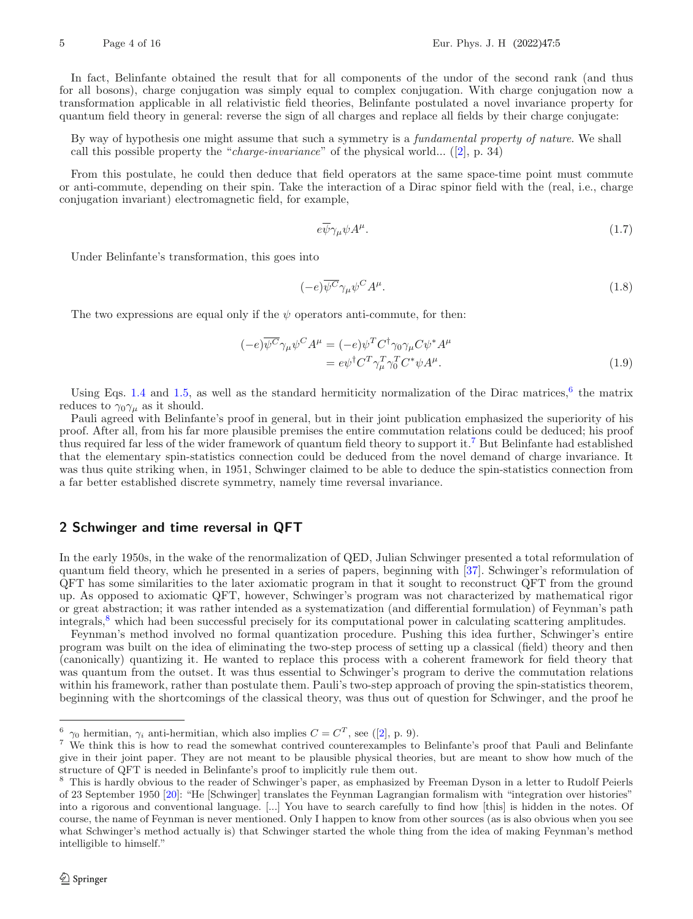In fact, Belinfante obtained the result that for all components of the undor of the second rank (and thus for all bosons), charge conjugation was simply equal to complex conjugation. With charge conjugation now a transformation applicable in all relativistic field theories, Belinfante postulated a novel invariance property for quantum field theory in general: reverse the sign of all charges and replace all fields by their charge conjugate:

> By way of hypothesis one might assume that such a symmetry is a *fundamental property of nature*. We shall call this possible property the "*charge-invariance*" of the physical world... ([2], p. 34)

From this postulate, he could then deduce that field operators at the same space-time point must commute or anti-commute, depending on their spin. Take the interaction of a Dirac spinor field with the (real, i.e., charge conjugation invariant) electromagnetic field, for example,

$$e\overline{\psi}\gamma_\mu\psi A^\mu. \tag{1.7}$$

Under Belinfante's transformation, this goes into

$$(-e)\overline{\psi^C}\gamma_\mu\psi^C A^\mu. \tag{1.8}$$

The two expressions are equal only if the $\psi$ operators anti-commute, for then:

$$\begin{aligned}(-e)\overline{\psi^C}\gamma_\mu\psi^C A^\mu &= (-e)\psi^T C^\dagger\gamma_0\gamma_\mu C\psi^* A^\mu \\ &= e\psi^\dagger C^T\gamma_\mu^T\gamma_0^T C^*\psi A^\mu.\end{aligned} \tag{1.9}$$

Using Eqs. 1.4 and 1.5, as well as the standard hermiticity normalization of the Dirac matrices,[6] the matrix reduces to $\gamma_0\gamma_\mu$ as it should.

Pauli agreed with Belinfante's proof in general, but in their joint publication emphasized the superiority of his proof. After all, from his far more plausible premises the entire commutation relations could be deduced; his proof thus required far less of the wider framework of quantum field theory to support it.[7] But Belinfante had established that the elementary spin-statistics connection could be deduced from the novel demand of charge invariance. It was thus quite striking when, in 1951, Schwinger claimed to be able to deduce the spin-statistics connection from a far better established discrete symmetry, namely time reversal invariance.

## 2 Schwinger and time reversal in QFT

In the early 1950s, in the wake of the renormalization of QED, Julian Schwinger presented a total reformulation of quantum field theory, which he presented in a series of papers, beginning with [37]. Schwinger's reformulation of QFT has some similarities to the later axiomatic program in that it sought to reconstruct QFT from the ground up. As opposed to axiomatic QFT, however, Schwinger's program was not characterized by mathematical rigor or great abstraction; it was rather intended as a systematization (and differential formulation) of Feynman's path integrals,[8] which had been successful precisely for its computational power in calculating scattering amplitudes.

Feynman's method involved no formal quantization procedure. Pushing this idea further, Schwinger's entire program was built on the idea of eliminating the two-step process of setting up a classical (field) theory and then (canonically) quantizing it. He wanted to replace this process with a coherent framework for field theory that was quantum from the outset. It was thus essential to Schwinger's program to derive the commutation relations within his framework, rather than postulate them. Pauli's two-step approach of proving the spin-statistics theorem, beginning with the shortcomings of the classical theory, was thus out of question for Schwinger, and the proof he

---

[6] $\gamma_0$ hermitian, $\gamma_i$ anti-hermitian, which also implies $C = C^T$, see ([2], p. 9).

[7] We think this is how to read the somewhat contrived counterexamples to Belinfante's proof that Pauli and Belinfante give in their joint paper. They are not meant to be plausible physical theories, but are meant to show how much of the structure of QFT is needed in Belinfante's proof to implicitly rule them out.

[8] This is hardly obvious to the reader of Schwinger's paper, as emphasized by Freeman Dyson in a letter to Rudolf Peierls of 23 September 1950 [20]: "He [Schwinger] translates the Feynman Lagrangian formalism with "integration over histories" into a rigorous and conventional language. [...] You have to search carefully to find how [this] is hidden in the notes. Of course, the name of Feynman is never mentioned. Only I happen to know from other sources (as is also obvious when you see what Schwinger's method actually is) that Schwinger started the whole thing from the idea of making Feynman's method intelligible to himself."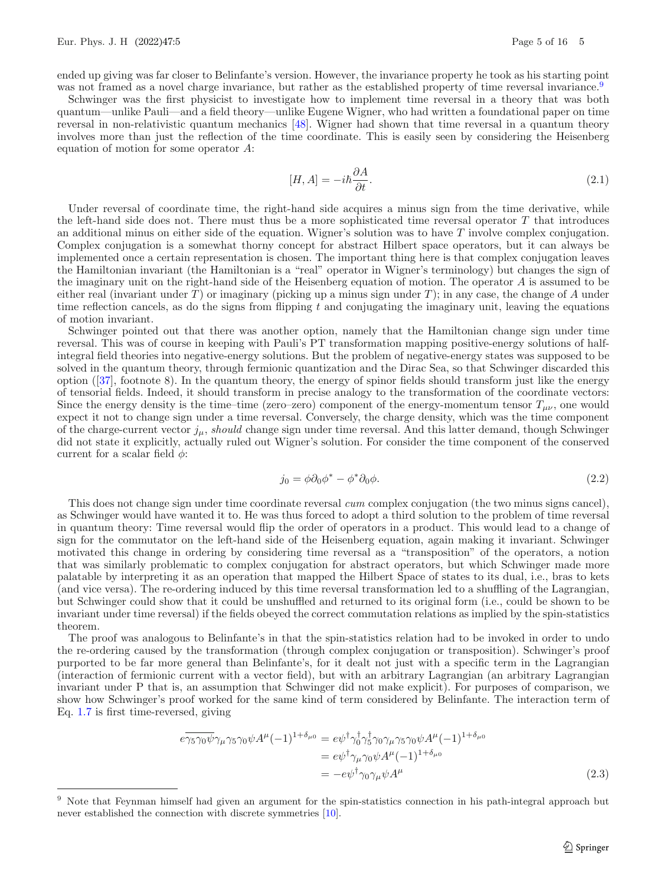ended up giving was far closer to Belinfante's version. However, the invariance property he took as his starting point was not framed as a novel charge invariance, but rather as the established property of time reversal invariance.[9]

Schwinger was the first physicist to investigate how to implement time reversal in a theory that was both quantum—unlike Pauli—and a field theory—unlike Eugene Wigner, who had written a foundational paper on time reversal in non-relativistic quantum mechanics [48]. Wigner had shown that time reversal in a quantum theory involves more than just the reflection of the time coordinate. This is easily seen by considering the Heisenberg equation of motion for some operator $A$:

$$[H, A] = -i\hbar \frac{\partial A}{\partial t}. \tag{2.1}$$

Under reversal of coordinate time, the right-hand side acquires a minus sign from the time derivative, while the left-hand side does not. There must thus be a more sophisticated time reversal operator $T$ that introduces an additional minus on either side of the equation. Wigner's solution was to have $T$ involve complex conjugation. Complex conjugation is a somewhat thorny concept for abstract Hilbert space operators, but it can always be implemented once a certain representation is chosen. The important thing here is that complex conjugation leaves the Hamiltonian invariant (the Hamiltonian is a "real" operator in Wigner's terminology) but changes the sign of the imaginary unit on the right-hand side of the Heisenberg equation of motion. The operator $A$ is assumed to be either real (invariant under $T$) or imaginary (picking up a minus sign under $T$); in any case, the change of $A$ under time reflection cancels, as do the signs from flipping $t$ and conjugating the imaginary unit, leaving the equations of motion invariant.

Schwinger pointed out that there was another option, namely that the Hamiltonian change sign under time reversal. This was of course in keeping with Pauli's PT transformation mapping positive-energy solutions of half-integral field theories into negative-energy solutions. But the problem of negative-energy states was supposed to be solved in the quantum theory, through fermionic quantization and the Dirac Sea, so that Schwinger discarded this option ([37], footnote 8). In the quantum theory, the energy of spinor fields should transform just like the energy of tensorial fields. Indeed, it should transform in precise analogy to the transformation of the coordinate vectors: Since the energy density is the time–time (zero–zero) component of the energy-momentum tensor $T_{\mu\nu}$, one would expect it not to change sign under a time reversal. Conversely, the charge density, which was the time component of the charge-current vector $j_\mu$, *should* change sign under time reversal. And this latter demand, though Schwinger did not state it explicitly, actually ruled out Wigner's solution. For consider the time component of the conserved current for a scalar field $\phi$:

$$j_0 = \phi \partial_0 \phi^* - \phi^* \partial_0 \phi. \tag{2.2}$$

This does not change sign under time coordinate reversal *cum* complex conjugation (the two minus signs cancel), as Schwinger would have wanted it to. He was thus forced to adopt a third solution to the problem of time reversal in quantum theory: Time reversal would flip the order of operators in a product. This would lead to a change of sign for the commutator on the left-hand side of the Heisenberg equation, again making it invariant. Schwinger motivated this change in ordering by considering time reversal as a "transposition" of the operators, a notion that was similarly problematic to complex conjugation for abstract operators, but which Schwinger made more palatable by interpreting it as an operation that mapped the Hilbert Space of states to its dual, i.e., bras to kets (and vice versa). The re-ordering induced by this time reversal transformation led to a shuffling of the Lagrangian, but Schwinger could show that it could be unshuffled and returned to its original form (i.e., could be shown to be invariant under time reversal) if the fields obeyed the correct commutation relations as implied by the spin-statistics theorem.

The proof was analogous to Belinfante's in that the spin-statistics relation had to be invoked in order to undo the re-ordering caused by the transformation (through complex conjugation or transposition). Schwinger's proof purported to be far more general than Belinfante's, for it dealt not just with a specific term in the Lagrangian (interaction of fermionic current with a vector field), but with an arbitrary Lagrangian (an arbitrary Lagrangian invariant under P that is, an assumption that Schwinger did not make explicit). For purposes of comparison, we show how Schwinger's proof worked for the same kind of term considered by Belinfante. The interaction term of Eq. 1.7 is first time-reversed, giving

$$\begin{aligned} e\overline{\gamma_5\gamma_0\psi}\gamma_\mu\gamma_5\gamma_0\psi A^\mu(-1)^{1+\delta_{\mu 0}} &= e\psi^\dagger\gamma_0^\dagger\gamma_5^\dagger\gamma_0\gamma_\mu\gamma_5\gamma_0\psi A^\mu(-1)^{1+\delta_{\mu 0}} \\ &= e\psi^\dagger\gamma_\mu\gamma_0\psi A^\mu(-1)^{1+\delta_{\mu 0}} \\ &= -e\psi^\dagger\gamma_0\gamma_\mu\psi A^\mu \end{aligned} \tag{2.3}$$

---

[9] Note that Feynman himself had given an argument for the spin-statistics connection in his path-integral approach but never established the connection with discrete symmetries [10].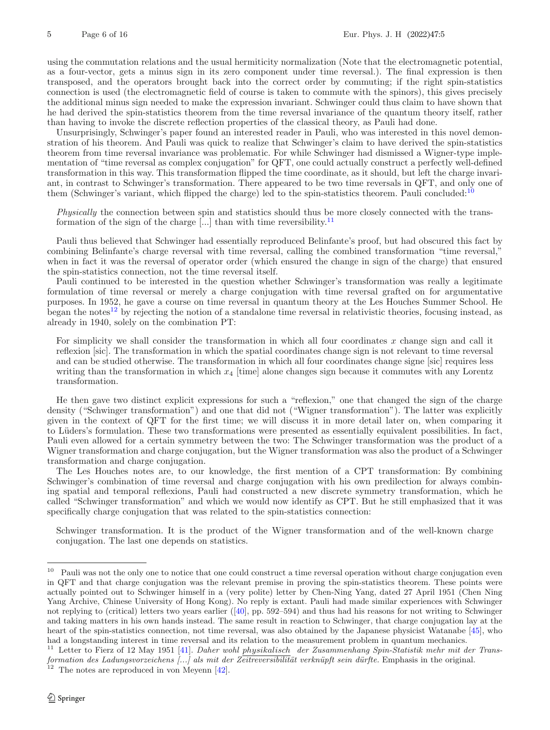using the commutation relations and the usual hermiticity normalization (Note that the electromagnetic potential, as a four-vector, gets a minus sign in its zero component under time reversal.). The final expression is then transposed, and the operators brought back into the correct order by commuting; if the right spin-statistics connection is used (the electromagnetic field of course is taken to commute with the spinors), this gives precisely the additional minus sign needed to make the expression invariant. Schwinger could thus claim to have shown that he had derived the spin-statistics theorem from the time reversal invariance of the quantum theory itself, rather than having to invoke the discrete reflection properties of the classical theory, as Pauli had done.

Unsurprisingly, Schwinger's paper found an interested reader in Pauli, who was interested in this novel demonstration of his theorem. And Pauli was quick to realize that Schwinger's claim to have derived the spin-statistics theorem from time reversal invariance was problematic. For while Schwinger had dismissed a Wigner-type implementation of "time reversal as complex conjugation" for QFT, one could actually construct a perfectly well-defined transformation in this way. This transformation flipped the time coordinate, as it should, but left the charge invariant, in contrast to Schwinger's transformation. There appeared to be two time reversals in QFT, and only one of them (Schwinger's variant, which flipped the charge) led to the spin-statistics theorem. Pauli concluded:[10]

> *Physically* the connection between spin and statistics should thus be more closely connected with the transformation of the sign of the charge [...] than with time reversibility.[11]

Pauli thus believed that Schwinger had essentially reproduced Belinfante's proof, but had obscured this fact by combining Belinfante's charge reversal with time reversal, calling the combined transformation "time reversal," when in fact it was the reversal of operator order (which ensured the change in sign of the charge) that ensured the spin-statistics connection, not the time reversal itself.

Pauli continued to be interested in the question whether Schwinger's transformation was really a legitimate formulation of time reversal or merely a charge conjugation with time reversal grafted on for argumentative purposes. In 1952, he gave a course on time reversal in quantum theory at the Les Houches Summer School. He began the notes[12] by rejecting the notion of a standalone time reversal in relativistic theories, focusing instead, as already in 1940, solely on the combination PT:

> For simplicity we shall consider the transformation in which all four coordinates $x$ change sign and call it reflexion [sic]. The transformation in which the spatial coordinates change sign is not relevant to time reversal and can be studied otherwise. The transformation in which all four coordinates change signe [sic] requires less writing than the transformation in which $x_4$ [time] alone changes sign because it commutes with any Lorentz transformation.

He then gave two distinct explicit expressions for such a "reflexion," one that changed the sign of the charge density ("Schwinger transformation") and one that did not ("Wigner transformation"). The latter was explicitly given in the context of QFT for the first time; we will discuss it in more detail later on, when comparing it to Lüders's formulation. These two transformations were presented as essentially equivalent possibilities. In fact, Pauli even allowed for a certain symmetry between the two: The Schwinger transformation was the product of a Wigner transformation and charge conjugation, but the Wigner transformation was also the product of a Schwinger transformation and charge conjugation.

The Les Houches notes are, to our knowledge, the first mention of a CPT transformation: By combining Schwinger's combination of time reversal and charge conjugation with his own predilection for always combining spatial and temporal reflexions, Pauli had constructed a new discrete symmetry transformation, which he called "Schwinger transformation" and which we would now identify as CPT. But he still emphasized that it was specifically charge conjugation that was related to the spin-statistics connection:

> Schwinger transformation. It is the product of the Wigner transformation and of the well-known charge conjugation. The last one depends on statistics.

---

[10] Pauli was not the only one to notice that one could construct a time reversal operation without charge conjugation even in QFT and that charge conjugation was the relevant premise in proving the spin-statistics theorem. These points were actually pointed out to Schwinger himself in a (very polite) letter by Chen-Ning Yang, dated 27 April 1951 (Chen Ning Yang Archive, Chinese University of Hong Kong). No reply is extant. Pauli had made similar experiences with Schwinger not replying to (critical) letters two years earlier ([40], pp. 592–594) and thus had his reasons for not writing to Schwinger and taking matters in his own hands instead. The same result in reaction to Schwinger, that charge conjugation lay at the heart of the spin-statistics connection, not time reversal, was also obtained by the Japanese physicist Watanabe [45], who had a longstanding interest in time reversal and its relation to the measurement problem in quantum mechanics.

[11] Letter to Fierz of 12 May 1951 [41]. *Daher wohl physikalisch der Zusammenhang Spin-Statistik mehr mit der Transformation des Ladungsvorzeichens [...] als mit der Zeitreversibilität verknüpft sein dürfte.* Emphasis in the original.

[12] The notes are reproduced in von Meyenn [42].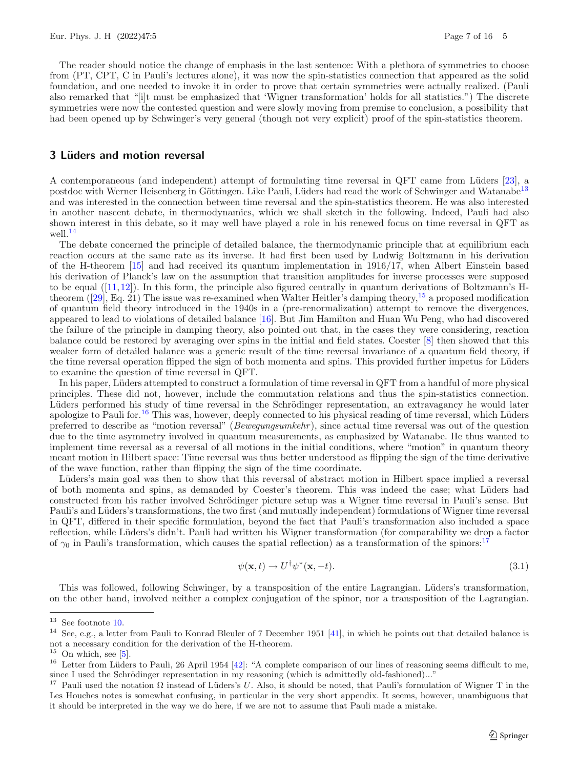The reader should notice the change of emphasis in the last sentence: With a plethora of symmetries to choose from (PT, CPT, C in Pauli's lectures alone), it was now the spin-statistics connection that appeared as the solid foundation, and one needed to invoke it in order to prove that certain symmetries were actually realized. (Pauli also remarked that "[i]t must be emphasized that 'Wigner transformation' holds for all statistics.") The discrete symmetries were now the contested question and were slowly moving from premise to conclusion, a possibility that had been opened up by Schwinger's very general (though not very explicit) proof of the spin-statistics theorem.

## 3 Lüders and motion reversal

A contemporaneous (and independent) attempt of formulating time reversal in QFT came from Lüders [23], a postdoc with Werner Heisenberg in Göttingen. Like Pauli, Lüders had read the work of Schwinger and Watanabe[13] and was interested in the connection between time reversal and the spin-statistics theorem. He was also interested in another nascent debate, in thermodynamics, which we shall sketch in the following. Indeed, Pauli had also shown interest in this debate, so it may well have played a role in his renewed focus on time reversal in QFT as well.[14]

The debate concerned the principle of detailed balance, the thermodynamic principle that at equilibrium each reaction occurs at the same rate as its inverse. It had first been used by Ludwig Boltzmann in his derivation of the H-theorem [15] and had received its quantum implementation in 1916/17, when Albert Einstein based his derivation of Planck's law on the assumption that transition amplitudes for inverse processes were supposed to be equal ([11, 12]). In this form, the principle also figured centrally in quantum derivations of Boltzmann's H-theorem ([29], Eq. 21) The issue was re-examined when Walter Heitler's damping theory,[15] a proposed modification of quantum field theory introduced in the 1940s in a (pre-renormalization) attempt to remove the divergences, appeared to lead to violations of detailed balance [16]. But Jim Hamilton and Huan Wu Peng, who had discovered the failure of the principle in damping theory, also pointed out that, in the cases they were considering, reaction balance could be restored by averaging over spins in the initial and field states. Coester [8] then showed that this weaker form of detailed balance was a generic result of the time reversal invariance of a quantum field theory, if the time reversal operation flipped the sign of both momenta and spins. This provided further impetus for Lüders to examine the question of time reversal in QFT.

In his paper, Lüders attempted to construct a formulation of time reversal in QFT from a handful of more physical principles. These did not, however, include the commutation relations and thus the spin-statistics connection. Lüders performed his study of time reversal in the Schrödinger representation, an extravagancy he would later apologize to Pauli for.[16] This was, however, deeply connected to his physical reading of time reversal, which Lüders preferred to describe as "motion reversal" (*Bewegungsumkehr*), since actual time reversal was out of the question due to the time asymmetry involved in quantum measurements, as emphasized by Watanabe. He thus wanted to implement time reversal as a reversal of all motions in the initial conditions, where "motion" in quantum theory meant motion in Hilbert space: Time reversal was thus better understood as flipping the sign of the time derivative of the wave function, rather than flipping the sign of the time coordinate.

Lüders's main goal was then to show that this reversal of abstract motion in Hilbert space implied a reversal of both momenta and spins, as demanded by Coester's theorem. This was indeed the case; what Lüders had constructed from his rather involved Schrödinger picture setup was a Wigner time reversal in Pauli's sense. But Pauli's and Lüders's transformations, the two first (and mutually independent) formulations of Wigner time reversal in QFT, differed in their specific formulation, beyond the fact that Pauli's transformation also included a space reflection, while Lüders's didn't. Pauli had written his Wigner transformation (for comparability we drop a factor of $\gamma_0$ in Pauli's transformation, which causes the spatial reflection) as a transformation of the spinors:[17]

$$\psi(\mathbf{x}, t) \rightarrow U^{\dagger}\psi^{*}(\mathbf{x}, -t). \tag{3.1}$$

This was followed, following Schwinger, by a transposition of the entire Lagrangian. Lüders's transformation, on the other hand, involved neither a complex conjugation of the spinor, nor a transposition of the Lagrangian.

---

[13] See footnote 10.

[14] See, e.g., a letter from Pauli to Konrad Bleuler of 7 December 1951 [41], in which he points out that detailed balance is not a necessary condition for the derivation of the H-theorem.

[15] On which, see [5].

[16] Letter from Lüders to Pauli, 26 April 1954 [42]: "A complete comparison of our lines of reasoning seems difficult to me, since I used the Schrödinger representation in my reasoning (which is admittedly old-fashioned)..."

[17] Pauli used the notation $\Omega$ instead of Lüders's $U$. Also, it should be noted, that Pauli's formulation of Wigner T in the Les Houches notes is somewhat confusing, in particular in the very short appendix. It seems, however, unambiguous that it should be interpreted in the way we do here, if we are not to assume that Pauli made a mistake.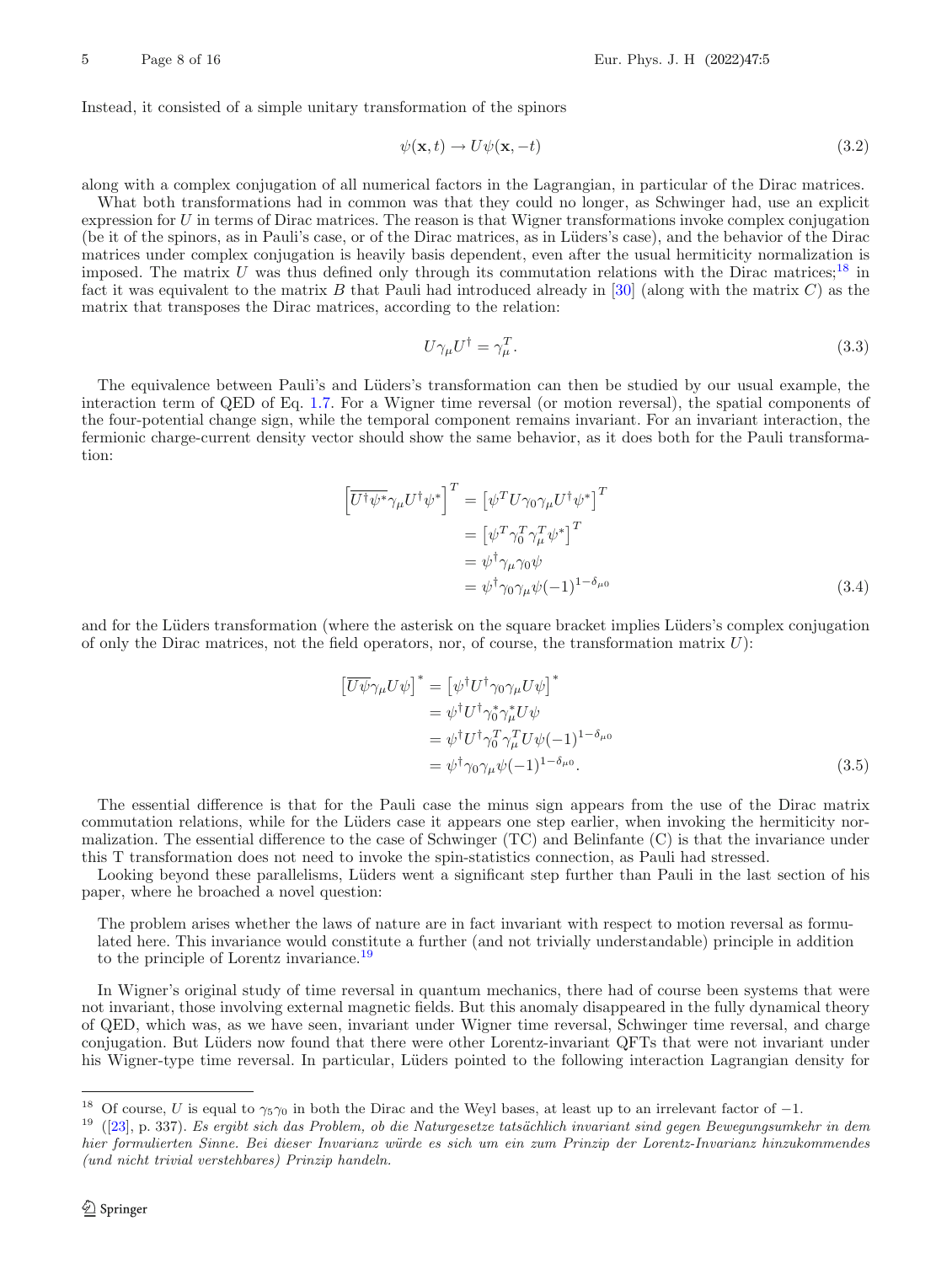Instead, it consisted of a simple unitary transformation of the spinors

$$\psi(\mathbf{x},t) \rightarrow U\psi(\mathbf{x},-t) \tag{3.2}$$

along with a complex conjugation of all numerical factors in the Lagrangian, in particular of the Dirac matrices.

What both transformations had in common was that they could no longer, as Schwinger had, use an explicit expression for $U$ in terms of Dirac matrices. The reason is that Wigner transformations invoke complex conjugation (be it of the spinors, as in Pauli's case, or of the Dirac matrices, as in Lüders's case), and the behavior of the Dirac matrices under complex conjugation is heavily basis dependent, even after the usual hermiticity normalization is imposed. The matrix $U$ was thus defined only through its commutation relations with the Dirac matrices;[18] in fact it was equivalent to the matrix $B$ that Pauli had introduced already in [30] (along with the matrix $C$) as the matrix that transposes the Dirac matrices, according to the relation:

$$U\gamma_\mu U^\dagger = \gamma_\mu^T. \tag{3.3}$$

The equivalence between Pauli's and Lüders's transformation can then be studied by our usual example, the interaction term of QED of Eq. 1.7. For a Wigner time reversal (or motion reversal), the spatial components of the four-potential change sign, while the temporal component remains invariant. For an invariant interaction, the fermionic charge-current density vector should show the same behavior, as it does both for the Pauli transformation:

$$\begin{aligned}
\left[\overline{U^\dagger\psi^*}\gamma_\mu U^\dagger\psi^*\right]^T &= \left[\psi^T U\gamma_0\gamma_\mu U^\dagger\psi^*\right]^T \\
&= \left[\psi^T \gamma_0^T\gamma_\mu^T\psi^*\right]^T \\
&= \psi^\dagger\gamma_\mu\gamma_0\psi \\
&= \psi^\dagger\gamma_0\gamma_\mu\psi(-1)^{1-\delta_{\mu 0}}
\end{aligned} \tag{3.4}$$

and for the Lüders transformation (where the asterisk on the square bracket implies Lüders's complex conjugation of only the Dirac matrices, not the field operators, nor, of course, the transformation matrix $U$):

$$\begin{aligned}
\left[\overline{U\psi}\gamma_\mu U\psi\right]^* &= \left[\psi^\dagger U^\dagger\gamma_0\gamma_\mu U\psi\right]^* \\
&= \psi^\dagger U^\dagger\gamma_0^*\gamma_\mu^* U\psi \\
&= \psi^\dagger U^\dagger\gamma_0^T\gamma_\mu^T U\psi(-1)^{1-\delta_{\mu 0}} \\
&= \psi^\dagger\gamma_0\gamma_\mu\psi(-1)^{1-\delta_{\mu 0}}.
\end{aligned} \tag{3.5}$$

The essential difference is that for the Pauli case the minus sign appears from the use of the Dirac matrix commutation relations, while for the Lüders case it appears one step earlier, when invoking the hermiticity normalization. The essential difference to the case of Schwinger (TC) and Belinfante (C) is that the invariance under this T transformation does not need to invoke the spin-statistics connection, as Pauli had stressed.

Looking beyond these parallelisms, Lüders went a significant step further than Pauli in the last section of his paper, where he broached a novel question:

> The problem arises whether the laws of nature are in fact invariant with respect to motion reversal as formulated here. This invariance would constitute a further (and not trivially understandable) principle in addition to the principle of Lorentz invariance.[19]

In Wigner's original study of time reversal in quantum mechanics, there had of course been systems that were not invariant, those involving external magnetic fields. But this anomaly disappeared in the fully dynamical theory of QED, which was, as we have seen, invariant under Wigner time reversal, Schwinger time reversal, and charge conjugation. But Lüders now found that there were other Lorentz-invariant QFTs that were not invariant under his Wigner-type time reversal. In particular, Lüders pointed to the following interaction Lagrangian density for

---

[18] Of course, $U$ is equal to $\gamma_5\gamma_0$ in both the Dirac and the Weyl bases, at least up to an irrelevant factor of $-1$.

[19] ([23], p. 337). *Es ergibt sich das Problem, ob die Naturgesetze tatsächlich invariant sind gegen Bewegungsumkehr in dem hier formulierten Sinne. Bei dieser Invarianz würde es sich um ein zum Prinzip der Lorentz-Invarianz hinzukommendes (und nicht trivial verstehbares) Prinzip handeln.*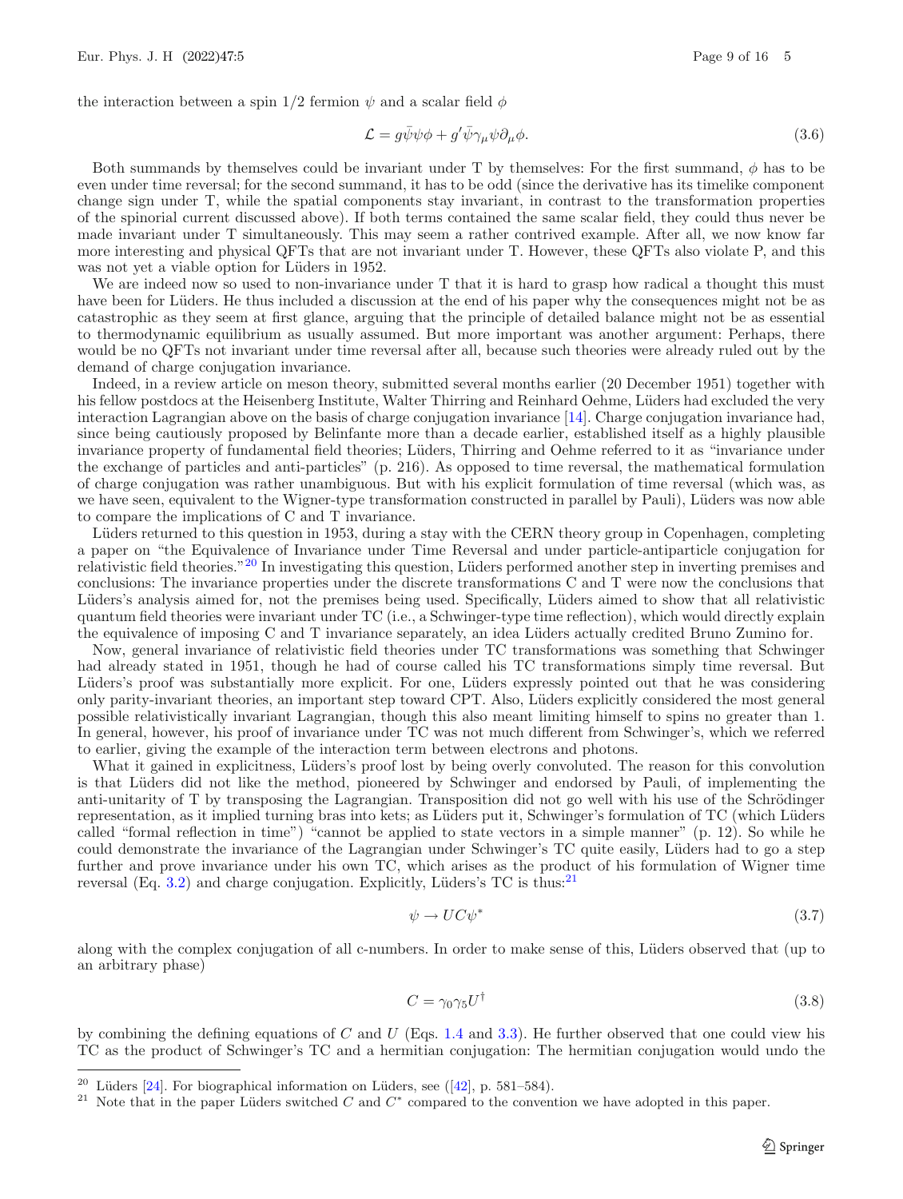the interaction between a spin 1/2 fermion $\psi$ and a scalar field $\phi$

$$\mathcal{L} = g\bar{\psi}\psi\phi + g'\bar{\psi}\gamma_\mu\psi\partial_\mu\phi. \tag{3.6}$$

Both summands by themselves could be invariant under T by themselves: For the first summand, $\phi$ has to be even under time reversal; for the second summand, it has to be odd (since the derivative has its timelike component change sign under T, while the spatial components stay invariant, in contrast to the transformation properties of the spinorial current discussed above). If both terms contained the same scalar field, they could thus never be made invariant under T simultaneously. This may seem a rather contrived example. After all, we now know far more interesting and physical QFTs that are not invariant under T. However, these QFTs also violate P, and this was not yet a viable option for Lüders in 1952.

We are indeed now so used to non-invariance under T that it is hard to grasp how radical a thought this must have been for Lüders. He thus included a discussion at the end of his paper why the consequences might not be as catastrophic as they seem at first glance, arguing that the principle of detailed balance might not be as essential to thermodynamic equilibrium as usually assumed. But more important was another argument: Perhaps, there would be no QFTs not invariant under time reversal after all, because such theories were already ruled out by the demand of charge conjugation invariance.

Indeed, in a review article on meson theory, submitted several months earlier (20 December 1951) together with his fellow postdocs at the Heisenberg Institute, Walter Thirring and Reinhard Oehme, Lüders had excluded the very interaction Lagrangian above on the basis of charge conjugation invariance [14]. Charge conjugation invariance had, since being cautiously proposed by Belinfante more than a decade earlier, established itself as a highly plausible invariance property of fundamental field theories; Lüders, Thirring and Oehme referred to it as "invariance under the exchange of particles and anti-particles" (p. 216). As opposed to time reversal, the mathematical formulation of charge conjugation was rather unambiguous. But with his explicit formulation of time reversal (which was, as we have seen, equivalent to the Wigner-type transformation constructed in parallel by Pauli), Lüders was now able to compare the implications of C and T invariance.

Lüders returned to this question in 1953, during a stay with the CERN theory group in Copenhagen, completing a paper on "the Equivalence of Invariance under Time Reversal and under particle-antiparticle conjugation for relativistic field theories."[20] In investigating this question, Lüders performed another step in inverting premises and conclusions: The invariance properties under the discrete transformations C and T were now the conclusions that Lüders's analysis aimed for, not the premises being used. Specifically, Lüders aimed to show that all relativistic quantum field theories were invariant under TC (i.e., a Schwinger-type time reflection), which would directly explain the equivalence of imposing C and T invariance separately, an idea Lüders actually credited Bruno Zumino for.

Now, general invariance of relativistic field theories under TC transformations was something that Schwinger had already stated in 1951, though he had of course called his TC transformations simply time reversal. But Lüders's proof was substantially more explicit. For one, Lüders expressly pointed out that he was considering only parity-invariant theories, an important step toward CPT. Also, Lüders explicitly considered the most general possible relativistically invariant Lagrangian, though this also meant limiting himself to spins no greater than 1. In general, however, his proof of invariance under TC was not much different from Schwinger's, which we referred to earlier, giving the example of the interaction term between electrons and photons.

What it gained in explicitness, Lüders's proof lost by being overly convoluted. The reason for this convolution is that Lüders did not like the method, pioneered by Schwinger and endorsed by Pauli, of implementing the anti-unitarity of T by transposing the Lagrangian. Transposition did not go well with his use of the Schrödinger representation, as it implied turning bras into kets; as Lüders put it, Schwinger's formulation of TC (which Lüders called "formal reflection in time") "cannot be applied to state vectors in a simple manner" (p. 12). So while he could demonstrate the invariance of the Lagrangian under Schwinger's TC quite easily, Lüders had to go a step further and prove invariance under his own TC, which arises as the product of his formulation of Wigner time reversal (Eq. 3.2) and charge conjugation. Explicitly, Lüders's TC is thus:[21]

$$\psi \to UC\psi^* \tag{3.7}$$

along with the complex conjugation of all c-numbers. In order to make sense of this, Lüders observed that (up to an arbitrary phase)

$$C = \gamma_0\gamma_5 U^\dagger \tag{3.8}$$

by combining the defining equations of $C$ and $U$ (Eqs. 1.4 and 3.3). He further observed that one could view his TC as the product of Schwinger's TC and a hermitian conjugation: The hermitian conjugation would undo the

[20] Lüders [24]. For biographical information on Lüders, see ([42], p. 581–584).

[21] Note that in the paper Lüders switched $C$ and $C^*$ compared to the convention we have adopted in this paper.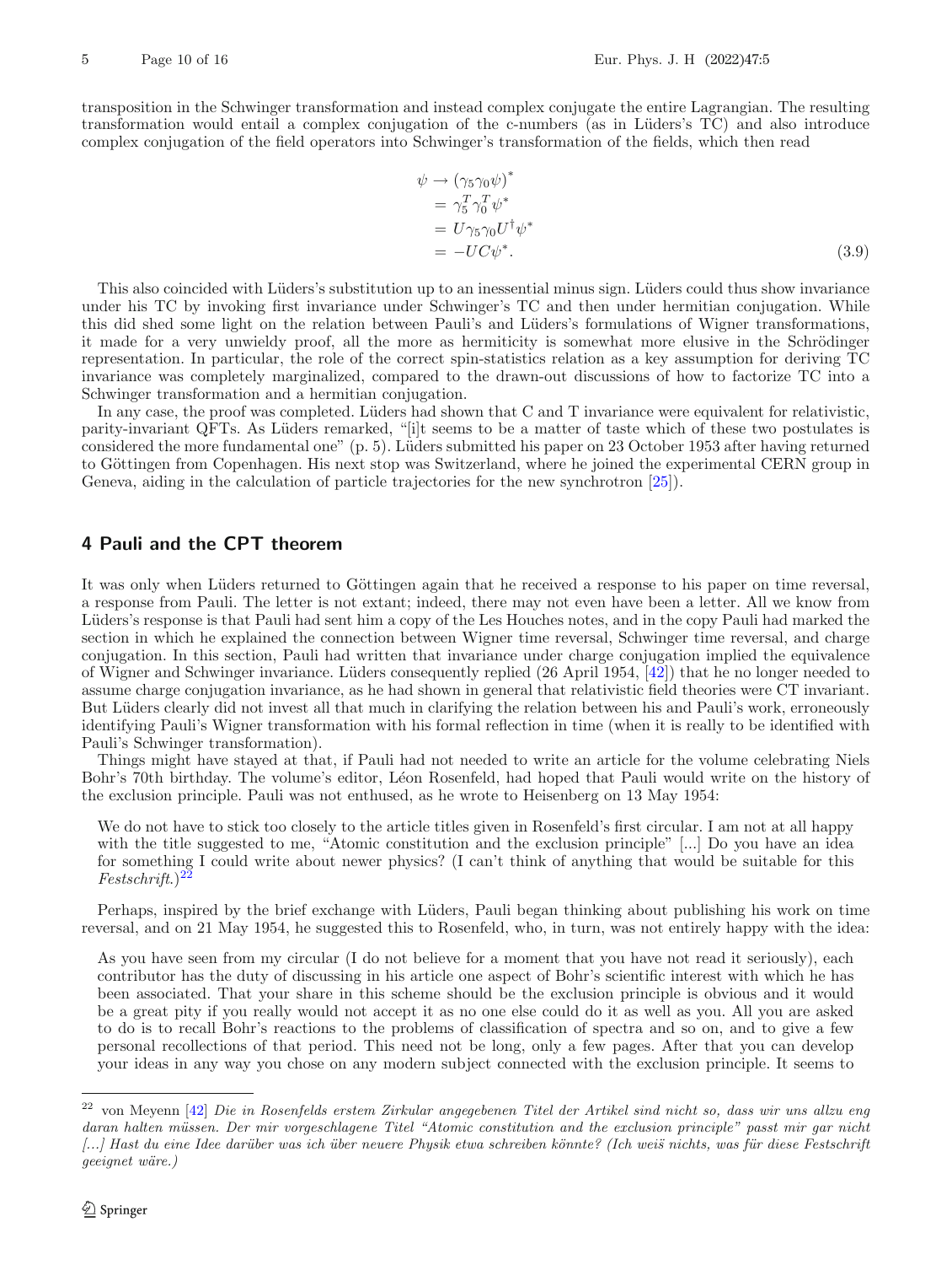transposition in the Schwinger transformation and instead complex conjugate the entire Lagrangian. The resulting transformation would entail a complex conjugation of the c-numbers (as in Lüders's TC) and also introduce complex conjugation of the field operators into Schwinger's transformation of the fields, which then read

$$\begin{aligned}\psi &\rightarrow (\gamma_5\gamma_0\psi)^* \\ &= \gamma_5^T\gamma_0^T\psi^* \\ &= U\gamma_5\gamma_0U^\dagger\psi^* \\ &= -UC\psi^*.\end{aligned} \tag{3.9}$$

This also coincided with Lüders's substitution up to an inessential minus sign. Lüders could thus show invariance under his TC by invoking first invariance under Schwinger's TC and then under hermitian conjugation. While this did shed some light on the relation between Pauli's and Lüders's formulations of Wigner transformations, it made for a very unwieldy proof, all the more as hermiticity is somewhat more elusive in the Schrödinger representation. In particular, the role of the correct spin-statistics relation as a key assumption for deriving TC invariance was completely marginalized, compared to the drawn-out discussions of how to factorize TC into a Schwinger transformation and a hermitian conjugation.

In any case, the proof was completed. Lüders had shown that C and T invariance were equivalent for relativistic, parity-invariant QFTs. As Lüders remarked, "[i]t seems to be a matter of taste which of these two postulates is considered the more fundamental one" (p. 5). Lüders submitted his paper on 23 October 1953 after having returned to Göttingen from Copenhagen. His next stop was Switzerland, where he joined the experimental CERN group in Geneva, aiding in the calculation of particle trajectories for the new synchrotron [25]).

## 4 Pauli and the CPT theorem

It was only when Lüders returned to Göttingen again that he received a response to his paper on time reversal, a response from Pauli. The letter is not extant; indeed, there may not even have been a letter. All we know from Lüders's response is that Pauli had sent him a copy of the Les Houches notes, and in the copy Pauli had marked the section in which he explained the connection between Wigner time reversal, Schwinger time reversal, and charge conjugation. In this section, Pauli had written that invariance under charge conjugation implied the equivalence of Wigner and Schwinger invariance. Lüders consequently replied (26 April 1954, [42]) that he no longer needed to assume charge conjugation invariance, as he had shown in general that relativistic field theories were CT invariant. But Lüders clearly did not invest all that much in clarifying the relation between his and Pauli's work, erroneously identifying Pauli's Wigner transformation with his formal reflection in time (when it is really to be identified with Pauli's Schwinger transformation).

Things might have stayed at that, if Pauli had not needed to write an article for the volume celebrating Niels Bohr's 70th birthday. The volume's editor, Léon Rosenfeld, had hoped that Pauli would write on the history of the exclusion principle. Pauli was not enthused, as he wrote to Heisenberg on 13 May 1954:

> We do not have to stick too closely to the article titles given in Rosenfeld's first circular. I am not at all happy with the title suggested to me, "Atomic constitution and the exclusion principle" [...] Do you have an idea for something I could write about newer physics? (I can't think of anything that would be suitable for this *Festschrift*.)[22]

Perhaps, inspired by the brief exchange with Lüders, Pauli began thinking about publishing his work on time reversal, and on 21 May 1954, he suggested this to Rosenfeld, who, in turn, was not entirely happy with the idea:

> As you have seen from my circular (I do not believe for a moment that you have not read it seriously), each contributor has the duty of discussing in his article one aspect of Bohr's scientific interest with which he has been associated. That your share in this scheme should be the exclusion principle is obvious and it would be a great pity if you really would not accept it as no one else could do it as well as you. All you are asked to do is to recall Bohr's reactions to the problems of classification of spectra and so on, and to give a few personal recollections of that period. This need not be long, only a few pages. After that you can develop your ideas in any way you chose on any modern subject connected with the exclusion principle. It seems to

---

[22] von Meyenn [42] *Die in Rosenfelds erstem Zirkular angegebenen Titel der Artikel sind nicht so, dass wir uns allzu eng daran halten müssen. Der mir vorgeschlagene Titel "Atomic constitution and the exclusion principle" passt mir gar nicht [...] Hast du eine Idee darüber was ich über neuere Physik etwa schreiben könnte? (Ich weiß nichts, was für diese Festschrift geeignet wäre.)*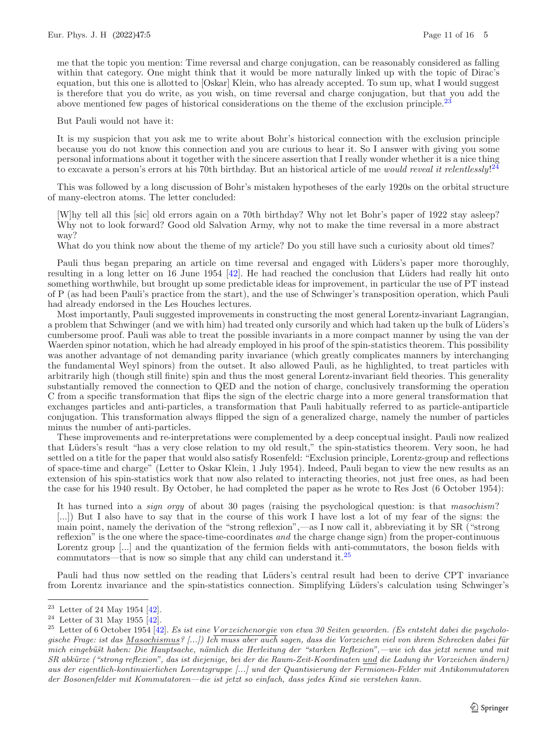> me that the topic you mention: Time reversal and charge conjugation, can be reasonably considered as falling within that category. One might think that it would be more naturally linked up with the topic of Dirac's equation, but this one is allotted to [Oskar] Klein, who has already accepted. To sum up, what I would suggest is therefore that you do write, as you wish, on time reversal and charge conjugation, but that you add the above mentioned few pages of historical considerations on the theme of the exclusion principle.[23]

But Pauli would not have it:

> It is my suspicion that you ask me to write about Bohr's historical connection with the exclusion principle because you do not know this connection and you are curious to hear it. So I answer with giving you some personal informations about it together with the sincere assertion that I really wonder whether it is a nice thing to excavate a person's errors at his 70th birthday. But an historical article of me *would reveal it relentlessly*![24]

This was followed by a long discussion of Bohr's mistaken hypotheses of the early 1920s on the orbital structure of many-electron atoms. The letter concluded:

> [W]hy tell all this [sic] old errors again on a 70th birthday? Why not let Bohr's paper of 1922 stay asleep? Why not to look forward? Good old Salvation Army, why not to make the time reversal in a more abstract way?
>
> What do you think now about the theme of my article? Do you still have such a curiosity about old times?

Pauli thus began preparing an article on time reversal and engaged with Lüders's paper more thoroughly, resulting in a long letter on 16 June 1954 [42]. He had reached the conclusion that Lüders had really hit onto something worthwhile, but brought up some predictable ideas for improvement, in particular the use of PT instead of P (as had been Pauli's practice from the start), and the use of Schwinger's transposition operation, which Pauli had already endorsed in the Les Houches lectures.

Most importantly, Pauli suggested improvements in constructing the most general Lorentz-invariant Lagrangian, a problem that Schwinger (and we with him) had treated only cursorily and which had taken up the bulk of Lüders's cumbersome proof. Pauli was able to treat the possible invariants in a more compact manner by using the van der Waerden spinor notation, which he had already employed in his proof of the spin-statistics theorem. This possibility was another advantage of not demanding parity invariance (which greatly complicates manners by interchanging the fundamental Weyl spinors) from the outset. It also allowed Pauli, as he highlighted, to treat particles with arbitrarily high (though still finite) spin and thus the most general Lorentz-invariant field theories. This generality substantially removed the connection to QED and the notion of charge, conclusively transforming the operation C from a specific transformation that flips the sign of the electric charge into a more general transformation that exchanges particles and anti-particles, a transformation that Pauli habitually referred to as particle-antiparticle conjugation. This transformation always flipped the sign of a generalized charge, namely the number of particles minus the number of anti-particles.

These improvements and re-interpretations were complemented by a deep conceptual insight. Pauli now realized that Lüders's result "has a very close relation to my old result," the spin-statistics theorem. Very soon, he had settled on a title for the paper that would also satisfy Rosenfeld: "Exclusion principle, Lorentz-group and reflections of space-time and charge" (Letter to Oskar Klein, 1 July 1954). Indeed, Pauli began to view the new results as an extension of his spin-statistics work that now also related to interacting theories, not just free ones, as had been the case for his 1940 result. By October, he had completed the paper as he wrote to Res Jost (6 October 1954):

> It has turned into a *sign orgy* of about 30 pages (raising the psychological question: is that *masochism*? [...]) But I also have to say that in the course of this work I have lost a lot of my fear of the signs: the main point, namely the derivation of the "strong reflexion",—as I now call it, abbreviating it by SR ("strong reflexion" is the one where the space-time-coordinates *and* the charge change sign) from the proper-continuous Lorentz group [...] and the quantization of the fermion fields with anti-commutators, the boson fields with commutators—that is now so simple that any child can understand it.[25]

Pauli had thus now settled on the reading that Lüders's central result had been to derive CPT invariance from Lorentz invariance and the spin-statistics connection. Simplifying Lüders's calculation using Schwinger's

---

[23] Letter of 24 May 1954 [42].

[24] Letter of 31 May 1955 [42].

[25] Letter of 6 October 1954 [42]. *Es ist eine Vorzeichenorgie von etwa 30 Seiten geworden. (Es entsteht dabei die psychologische Frage: ist das Masochismus? [...]) Ich muss aber auch sagen, dass die Vorzeichen viel von ihrem Schrecken dabei für mich eingebüßt haben: Die Hauptsache, nämlich die Herleitung der "starken Reflexion",—wie ich das jetzt nenne und mit SR abkürze ("strong reflexion", das ist diejenige, bei der die Raum-Zeit-Koordinaten und die Ladung ihr Vorzeichen ändern) aus der eigentlich-kontinuierlichen Lorentzgruppe [...] und der Quantisierung der Fermionen-Felder mit Antikommutatoren der Bosonenfelder mit Kommutatoren—die ist jetzt so einfach, dass jedes Kind sie verstehen kann.*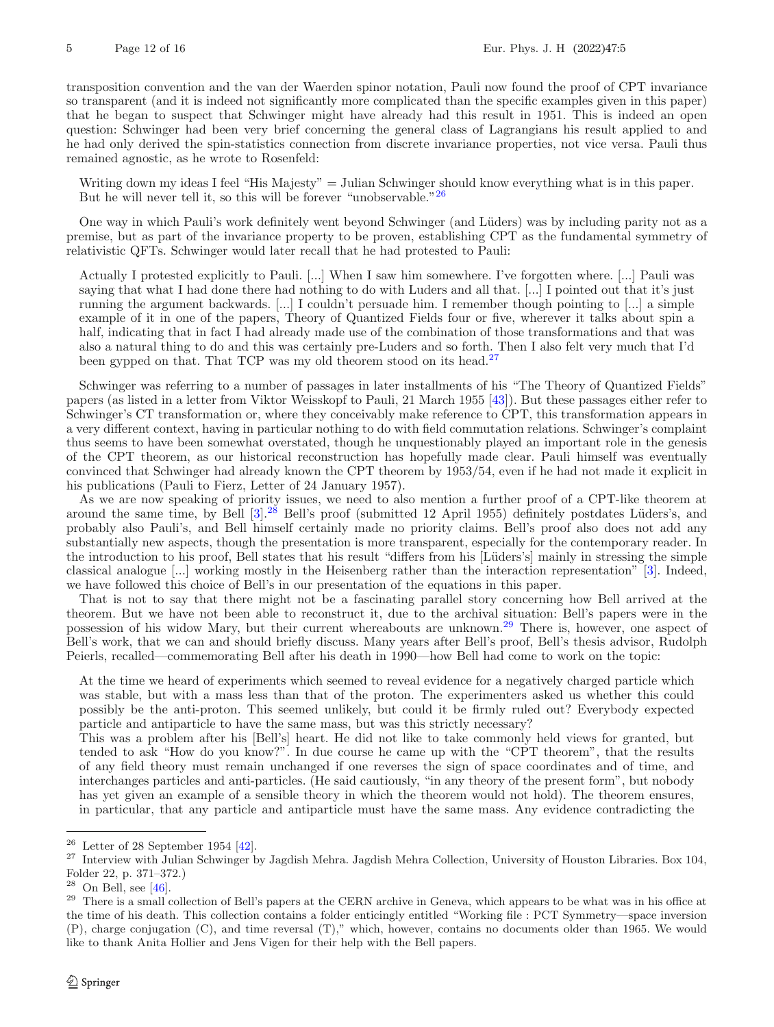transposition convention and the van der Waerden spinor notation, Pauli now found the proof of CPT invariance so transparent (and it is indeed not significantly more complicated than the specific examples given in this paper) that he began to suspect that Schwinger might have already had this result in 1951. This is indeed an open question: Schwinger had been very brief concerning the general class of Lagrangians his result applied to and he had only derived the spin-statistics connection from discrete invariance properties, not vice versa. Pauli thus remained agnostic, as he wrote to Rosenfeld:

> Writing down my ideas I feel "His Majesty" = Julian Schwinger should know everything what is in this paper. But he will never tell it, so this will be forever "unobservable."[26]

One way in which Pauli's work definitely went beyond Schwinger (and Lüders) was by including parity not as a premise, but as part of the invariance property to be proven, establishing CPT as the fundamental symmetry of relativistic QFTs. Schwinger would later recall that he had protested to Pauli:

> Actually I protested explicitly to Pauli. [...] When I saw him somewhere. I've forgotten where. [...] Pauli was saying that what I had done there had nothing to do with Luders and all that. [...] I pointed out that it's just running the argument backwards. [...] I couldn't persuade him. I remember though pointing to [...] a simple example of it in one of the papers, Theory of Quantized Fields four or five, wherever it talks about spin a half, indicating that in fact I had already made use of the combination of those transformations and that was also a natural thing to do and this was certainly pre-Luders and so forth. Then I also felt very much that I'd been gypped on that. That TCP was my old theorem stood on its head.[27]

Schwinger was referring to a number of passages in later installments of his "The Theory of Quantized Fields" papers (as listed in a letter from Viktor Weisskopf to Pauli, 21 March 1955 [43]). But these passages either refer to Schwinger's CT transformation or, where they conceivably make reference to CPT, this transformation appears in a very different context, having in particular nothing to do with field commutation relations. Schwinger's complaint thus seems to have been somewhat overstated, though he unquestionably played an important role in the genesis of the CPT theorem, as our historical reconstruction has hopefully made clear. Pauli himself was eventually convinced that Schwinger had already known the CPT theorem by 1953/54, even if he had not made it explicit in his publications (Pauli to Fierz, Letter of 24 January 1957).

As we are now speaking of priority issues, we need to also mention a further proof of a CPT-like theorem at around the same time, by Bell [3].[28] Bell's proof (submitted 12 April 1955) definitely postdates Lüders's, and probably also Pauli's, and Bell himself certainly made no priority claims. Bell's proof also does not add any substantially new aspects, though the presentation is more transparent, especially for the contemporary reader. In the introduction to his proof, Bell states that his result "differs from his [Lüders's] mainly in stressing the simple classical analogue [...] working mostly in the Heisenberg rather than the interaction representation" [3]. Indeed, we have followed this choice of Bell's in our presentation of the equations in this paper.

That is not to say that there might not be a fascinating parallel story concerning how Bell arrived at the theorem. But we have not been able to reconstruct it, due to the archival situation: Bell's papers were in the possession of his widow Mary, but their current whereabouts are unknown.[29] There is, however, one aspect of Bell's work, that we can and should briefly discuss. Many years after Bell's proof, Bell's thesis advisor, Rudolph Peierls, recalled—commemorating Bell after his death in 1990—how Bell had come to work on the topic:

> At the time we heard of experiments which seemed to reveal evidence for a negatively charged particle which was stable, but with a mass less than that of the proton. The experimenters asked us whether this could possibly be the anti-proton. This seemed unlikely, but could it be firmly ruled out? Everybody expected particle and antiparticle to have the same mass, but was this strictly necessary?
>
> This was a problem after his [Bell's] heart. He did not like to take commonly held views for granted, but tended to ask "How do you know?". In due course he came up with the "CPT theorem", that the results of any field theory must remain unchanged if one reverses the sign of space coordinates and of time, and interchanges particles and anti-particles. (He said cautiously, "in any theory of the present form", but nobody has yet given an example of a sensible theory in which the theorem would not hold). The theorem ensures, in particular, that any particle and antiparticle must have the same mass. Any evidence contradicting the

---

[26] Letter of 28 September 1954 [42].

[27] Interview with Julian Schwinger by Jagdish Mehra. Jagdish Mehra Collection, University of Houston Libraries. Box 104, Folder 22, p. 371–372.)

[28] On Bell, see [46].

[29] There is a small collection of Bell's papers at the CERN archive in Geneva, which appears to be what was in his office at the time of his death. This collection contains a folder enticingly entitled "Working file : PCT Symmetry—space inversion (P), charge conjugation (C), and time reversal (T)," which, however, contains no documents older than 1965. We would like to thank Anita Hollier and Jens Vigen for their help with the Bell papers.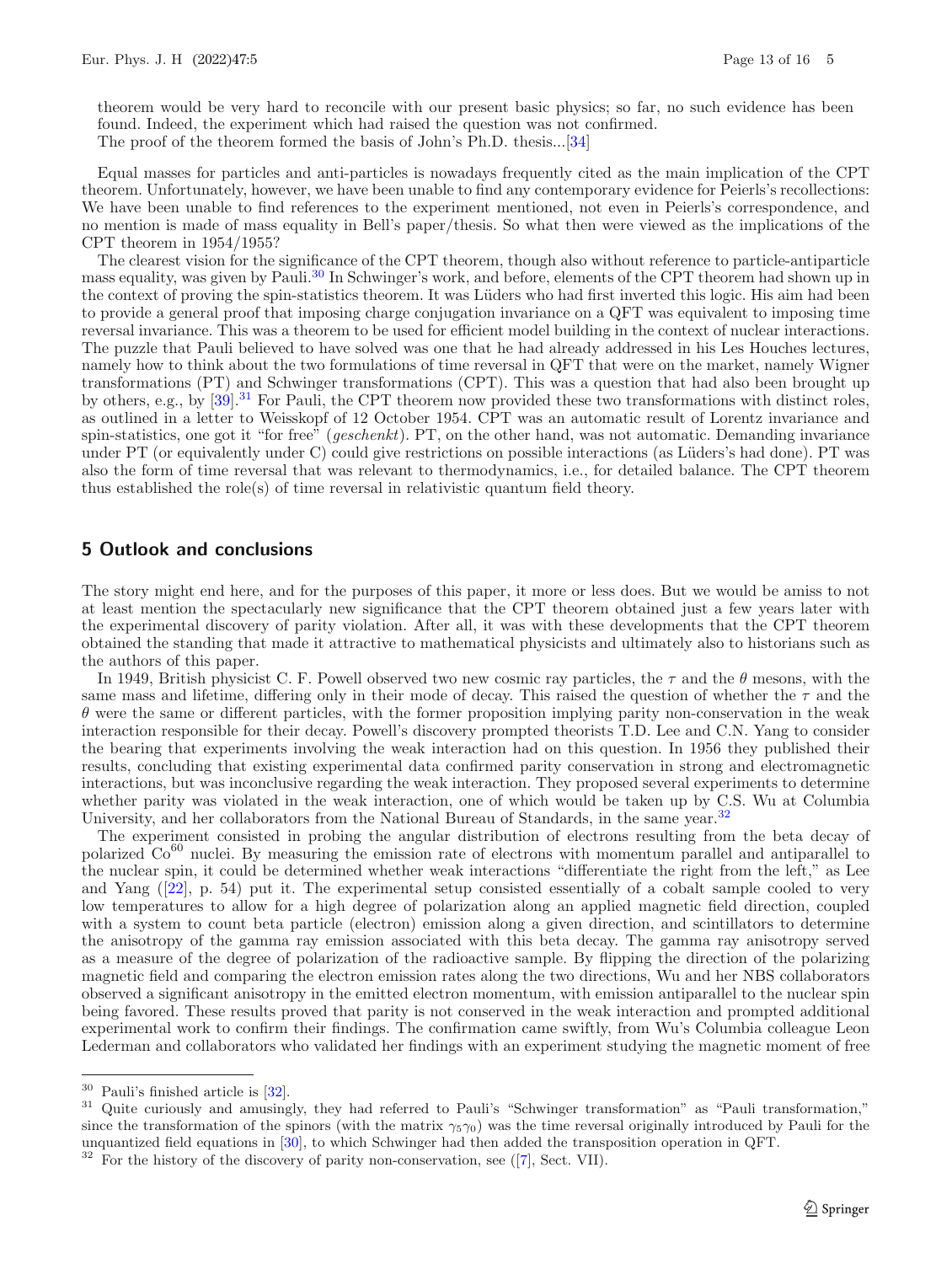theorem would be very hard to reconcile with our present basic physics; so far, no such evidence has been found. Indeed, the experiment which had raised the question was not confirmed.
The proof of the theorem formed the basis of John's Ph.D. thesis...[34]

Equal masses for particles and anti-particles is nowadays frequently cited as the main implication of the CPT theorem. Unfortunately, however, we have been unable to find any contemporary evidence for Peierls's recollections: We have been unable to find references to the experiment mentioned, not even in Peierls's correspondence, and no mention is made of mass equality in Bell's paper/thesis. So what then were viewed as the implications of the CPT theorem in 1954/1955?

The clearest vision for the significance of the CPT theorem, though also without reference to particle-antiparticle mass equality, was given by Pauli.[30] In Schwinger's work, and before, elements of the CPT theorem had shown up in the context of proving the spin-statistics theorem. It was Lüders who had first inverted this logic. His aim had been to provide a general proof that imposing charge conjugation invariance on a QFT was equivalent to imposing time reversal invariance. This was a theorem to be used for efficient model building in the context of nuclear interactions. The puzzle that Pauli believed to have solved was one that he had already addressed in his Les Houches lectures, namely how to think about the two formulations of time reversal in QFT that were on the market, namely Wigner transformations (PT) and Schwinger transformations (CPT). This was a question that had also been brought up by others, e.g., by [39].[31] For Pauli, the CPT theorem now provided these two transformations with distinct roles, as outlined in a letter to Weisskopf of 12 October 1954. CPT was an automatic result of Lorentz invariance and spin-statistics, one got it "for free" (*geschenkt*). PT, on the other hand, was not automatic. Demanding invariance under PT (or equivalently under C) could give restrictions on possible interactions (as Lüders's had done). PT was also the form of time reversal that was relevant to thermodynamics, i.e., for detailed balance. The CPT theorem thus established the role(s) of time reversal in relativistic quantum field theory.

## 5 Outlook and conclusions

The story might end here, and for the purposes of this paper, it more or less does. But we would be amiss to not at least mention the spectacularly new significance that the CPT theorem obtained just a few years later with the experimental discovery of parity violation. After all, it was with these developments that the CPT theorem obtained the standing that made it attractive to mathematical physicists and ultimately also to historians such as the authors of this paper.

In 1949, British physicist C. F. Powell observed two new cosmic ray particles, the $\tau$ and the $\theta$ mesons, with the same mass and lifetime, differing only in their mode of decay. This raised the question of whether the $\tau$ and the $\theta$ were the same or different particles, with the former proposition implying parity non-conservation in the weak interaction responsible for their decay. Powell's discovery prompted theorists T.D. Lee and C.N. Yang to consider the bearing that experiments involving the weak interaction had on this question. In 1956 they published their results, concluding that existing experimental data confirmed parity conservation in strong and electromagnetic interactions, but was inconclusive regarding the weak interaction. They proposed several experiments to determine whether parity was violated in the weak interaction, one of which would be taken up by C.S. Wu at Columbia University, and her collaborators from the National Bureau of Standards, in the same year.[32]

The experiment consisted in probing the angular distribution of electrons resulting from the beta decay of polarized $Co^{60}$ nuclei. By measuring the emission rate of electrons with momentum parallel and antiparallel to the nuclear spin, it could be determined whether weak interactions "differentiate the right from the left," as Lee and Yang ([22], p. 54) put it. The experimental setup consisted essentially of a cobalt sample cooled to very low temperatures to allow for a high degree of polarization along an applied magnetic field direction, coupled with a system to count beta particle (electron) emission along a given direction, and scintillators to determine the anisotropy of the gamma ray emission associated with this beta decay. The gamma ray anisotropy served as a measure of the degree of polarization of the radioactive sample. By flipping the direction of the polarizing magnetic field and comparing the electron emission rates along the two directions, Wu and her NBS collaborators observed a significant anisotropy in the emitted electron momentum, with emission antiparallel to the nuclear spin being favored. These results proved that parity is not conserved in the weak interaction and prompted additional experimental work to confirm their findings. The confirmation came swiftly, from Wu's Columbia colleague Leon Lederman and collaborators who validated her findings with an experiment studying the magnetic moment of free

---

[30] Pauli's finished article is [32].

[31] Quite curiously and amusingly, they had referred to Pauli's "Schwinger transformation" as "Pauli transformation," since the transformation of the spinors (with the matrix $\gamma_5\gamma_0$) was the time reversal originally introduced by Pauli for the unquantized field equations in [30], to which Schwinger had then added the transposition operation in QFT.

[32] For the history of the discovery of parity non-conservation, see ([7], Sect. VII).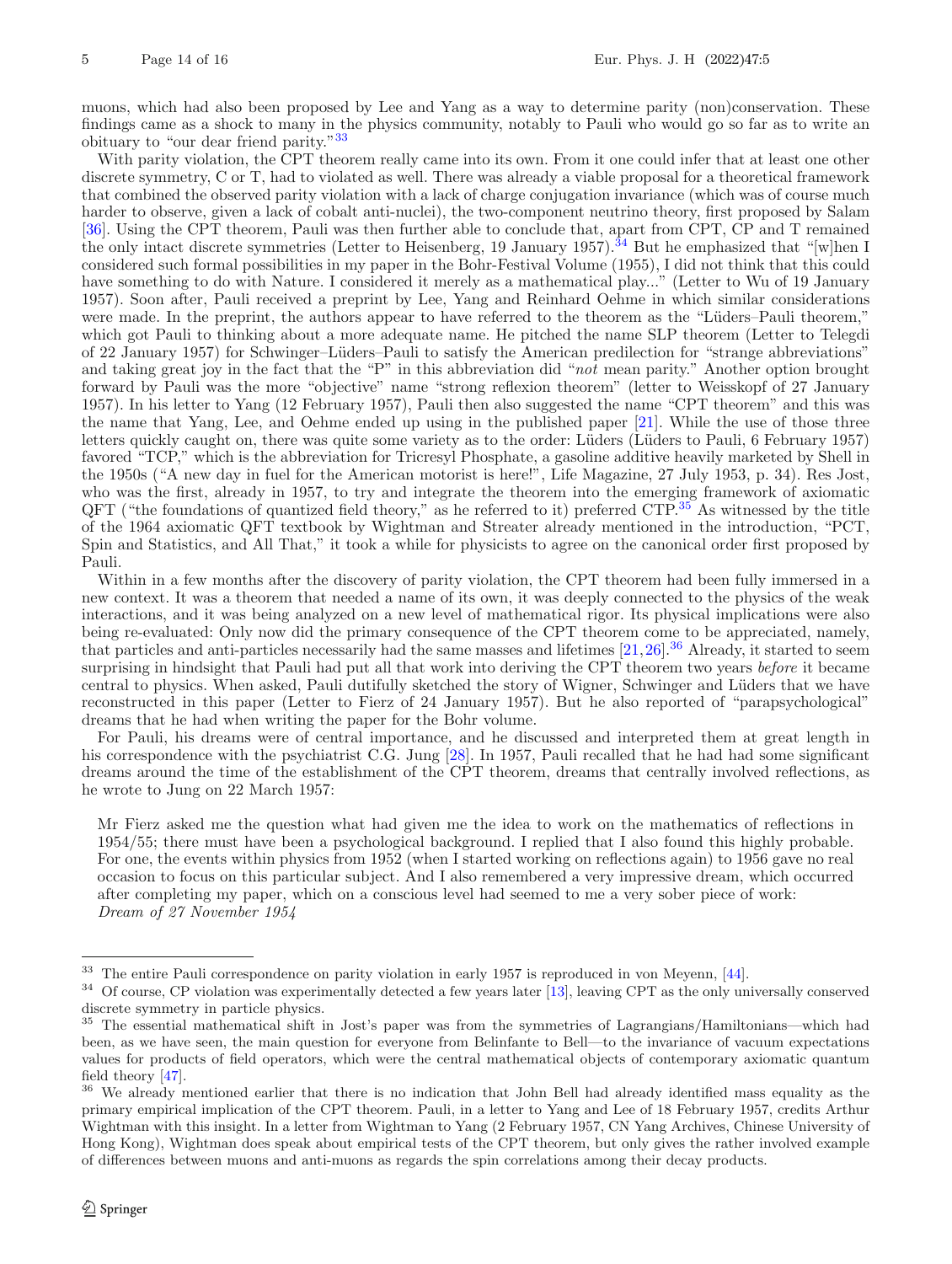muons, which had also been proposed by Lee and Yang as a way to determine parity (non)conservation. These findings came as a shock to many in the physics community, notably to Pauli who would go so far as to write an obituary to "our dear friend parity."[33]

With parity violation, the CPT theorem really came into its own. From it one could infer that at least one other discrete symmetry, C or T, had to violated as well. There was already a viable proposal for a theoretical framework that combined the observed parity violation with a lack of charge conjugation invariance (which was of course much harder to observe, given a lack of cobalt anti-nuclei), the two-component neutrino theory, first proposed by Salam [36]. Using the CPT theorem, Pauli was then further able to conclude that, apart from CPT, CP and T remained the only intact discrete symmetries (Letter to Heisenberg, 19 January 1957).[34] But he emphasized that "[w]hen I considered such formal possibilities in my paper in the Bohr-Festival Volume (1955), I did not think that this could have something to do with Nature. I considered it merely as a mathematical play..." (Letter to Wu of 19 January 1957). Soon after, Pauli received a preprint by Lee, Yang and Reinhard Oehme in which similar considerations were made. In the preprint, the authors appear to have referred to the theorem as the "Lüders–Pauli theorem," which got Pauli to thinking about a more adequate name. He pitched the name SLP theorem (Letter to Telegdi of 22 January 1957) for Schwinger–Lüders–Pauli to satisfy the American predilection for "strange abbreviations" and taking great joy in the fact that the "P" in this abbreviation did "*not* mean parity." Another option brought forward by Pauli was the more "objective" name "strong reflexion theorem" (letter to Weisskopf of 27 January 1957). In his letter to Yang (12 February 1957), Pauli then also suggested the name "CPT theorem" and this was the name that Yang, Lee, and Oehme ended up using in the published paper [21]. While the use of those three letters quickly caught on, there was quite some variety as to the order: Lüders (Lüders to Pauli, 6 February 1957) favored "TCP," which is the abbreviation for Tricresyl Phosphate, a gasoline additive heavily marketed by Shell in the 1950s ("A new day in fuel for the American motorist is here!", Life Magazine, 27 July 1953, p. 34). Res Jost, who was the first, already in 1957, to try and integrate the theorem into the emerging framework of axiomatic QFT ("the foundations of quantized field theory," as he referred to it) preferred CTP.[35] As witnessed by the title of the 1964 axiomatic QFT textbook by Wightman and Streater already mentioned in the introduction, "PCT, Spin and Statistics, and All That," it took a while for physicists to agree on the canonical order first proposed by Pauli.

Within in a few months after the discovery of parity violation, the CPT theorem had been fully immersed in a new context. It was a theorem that needed a name of its own, it was deeply connected to the physics of the weak interactions, and it was being analyzed on a new level of mathematical rigor. Its physical implications were also being re-evaluated: Only now did the primary consequence of the CPT theorem come to be appreciated, namely, that particles and anti-particles necessarily had the same masses and lifetimes [21,26].[36] Already, it started to seem surprising in hindsight that Pauli had put all that work into deriving the CPT theorem two years *before* it became central to physics. When asked, Pauli dutifully sketched the story of Wigner, Schwinger and Lüders that we have reconstructed in this paper (Letter to Fierz of 24 January 1957). But he also reported of "parapsychological" dreams that he had when writing the paper for the Bohr volume.

For Pauli, his dreams were of central importance, and he discussed and interpreted them at great length in his correspondence with the psychiatrist C.G. Jung [28]. In 1957, Pauli recalled that he had had some significant dreams around the time of the establishment of the CPT theorem, dreams that centrally involved reflections, as he wrote to Jung on 22 March 1957:

> Mr Fierz asked me the question what had given me the idea to work on the mathematics of reflections in 1954/55; there must have been a psychological background. I replied that I also found this highly probable. For one, the events within physics from 1952 (when I started working on reflections again) to 1956 gave no real occasion to focus on this particular subject. And I also remembered a very impressive dream, which occurred after completing my paper, which on a conscious level had seemed to me a very sober piece of work:
> *Dream of 27 November 1954*

---

[33] The entire Pauli correspondence on parity violation in early 1957 is reproduced in von Meyenn, [44].

[34] Of course, CP violation was experimentally detected a few years later [13], leaving CPT as the only universally conserved discrete symmetry in particle physics.

[35] The essential mathematical shift in Jost's paper was from the symmetries of Lagrangians/Hamiltonians—which had been, as we have seen, the main question for everyone from Belinfante to Bell—to the invariance of vacuum expectations values for products of field operators, which were the central mathematical objects of contemporary axiomatic quantum field theory [47].

[36] We already mentioned earlier that there is no indication that John Bell had already identified mass equality as the primary empirical implication of the CPT theorem. Pauli, in a letter to Yang and Lee of 18 February 1957, credits Arthur Wightman with this insight. In a letter from Wightman to Yang (2 February 1957, CN Yang Archives, Chinese University of Hong Kong), Wightman does speak about empirical tests of the CPT theorem, but only gives the rather involved example of differences between muons and anti-muons as regards the spin correlations among their decay products.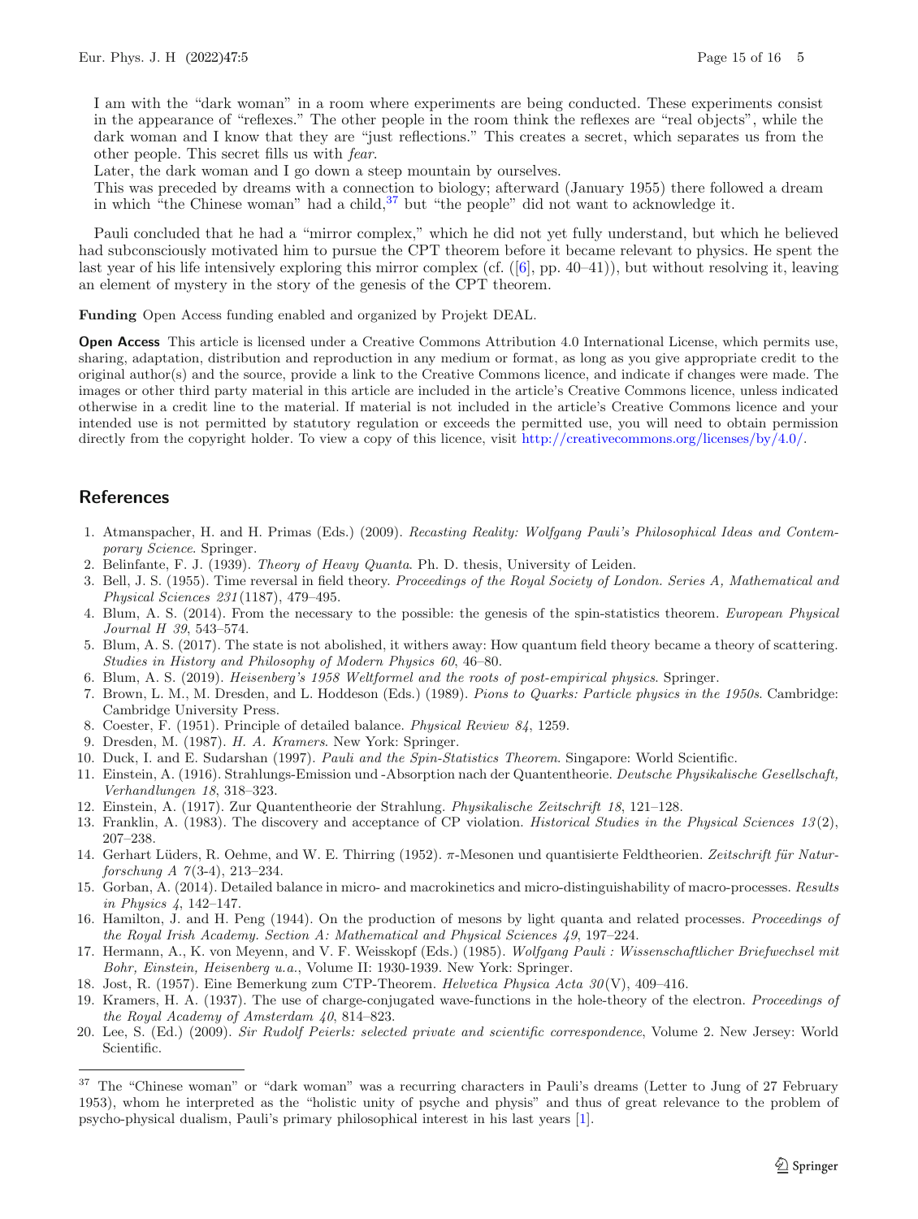> I am with the "dark woman" in a room where experiments are being conducted. These experiments consist in the appearance of "reflexes." The other people in the room think the reflexes are "real objects", while the dark woman and I know that they are "just reflections." This creates a secret, which separates us from the other people. This secret fills us with *fear*.
>
> Later, the dark woman and I go down a steep mountain by ourselves.
>
> This was preceded by dreams with a connection to biology; afterward (January 1955) there followed a dream in which "the Chinese woman" had a child,[37] but "the people" did not want to acknowledge it.

Pauli concluded that he had a "mirror complex," which he did not yet fully understand, but which he believed had subconsciously motivated him to pursue the CPT theorem before it became relevant to physics. He spent the last year of his life intensively exploring this mirror complex (cf. ([6], pp. 40–41)), but without resolving it, leaving an element of mystery in the story of the genesis of the CPT theorem.

**Funding** Open Access funding enabled and organized by Projekt DEAL.

**Open Access** This article is licensed under a Creative Commons Attribution 4.0 International License, which permits use, sharing, adaptation, distribution and reproduction in any medium or format, as long as you give appropriate credit to the original author(s) and the source, provide a link to the Creative Commons licence, and indicate if changes were made. The images or other third party material in this article are included in the article's Creative Commons licence, unless indicated otherwise in a credit line to the material. If material is not included in the article's Creative Commons licence and your intended use is not permitted by statutory regulation or exceeds the permitted use, you will need to obtain permission directly from the copyright holder. To view a copy of this licence, visit http://creativecommons.org/licenses/by/4.0/.

## References

1. Atmanspacher, H. and H. Primas (Eds.) (2009). *Recasting Reality: Wolfgang Pauli's Philosophical Ideas and Contemporary Science*. Springer.
2. Belinfante, F. J. (1939). *Theory of Heavy Quanta*. Ph. D. thesis, University of Leiden.
3. Bell, J. S. (1955). Time reversal in field theory. *Proceedings of the Royal Society of London. Series A, Mathematical and Physical Sciences 231*(1187), 479–495.
4. Blum, A. S. (2014). From the necessary to the possible: the genesis of the spin-statistics theorem. *European Physical Journal H 39*, 543–574.
5. Blum, A. S. (2017). The state is not abolished, it withers away: How quantum field theory became a theory of scattering. *Studies in History and Philosophy of Modern Physics 60*, 46–80.
6. Blum, A. S. (2019). *Heisenberg's 1958 Weltformel and the roots of post-empirical physics*. Springer.
7. Brown, L. M., M. Dresden, and L. Hoddeson (Eds.) (1989). *Pions to Quarks: Particle physics in the 1950s*. Cambridge: Cambridge University Press.
8. Coester, F. (1951). Principle of detailed balance. *Physical Review 84*, 1259.
9. Dresden, M. (1987). *H. A. Kramers*. New York: Springer.
10. Duck, I. and E. Sudarshan (1997). *Pauli and the Spin-Statistics Theorem*. Singapore: World Scientific.
11. Einstein, A. (1916). Strahlungs-Emission und -Absorption nach der Quantentheorie. *Deutsche Physikalische Gesellschaft, Verhandlungen 18*, 318–323.
12. Einstein, A. (1917). Zur Quantentheorie der Strahlung. *Physikalische Zeitschrift 18*, 121–128.
13. Franklin, A. (1983). The discovery and acceptance of CP violation. *Historical Studies in the Physical Sciences 13*(2), 207–238.
14. Gerhart Lüders, R. Oehme, and W. E. Thirring (1952). π-Mesonen und quantisierte Feldtheorien. *Zeitschrift für Naturforschung A 7*(3-4), 213–234.
15. Gorban, A. (2014). Detailed balance in micro- and macrokinetics and micro-distinguishability of macro-processes. *Results in Physics 4*, 142–147.
16. Hamilton, J. and H. Peng (1944). On the production of mesons by light quanta and related processes. *Proceedings of the Royal Irish Academy. Section A: Mathematical and Physical Sciences 49*, 197–224.
17. Hermann, A., K. von Meyenn, and V. F. Weisskopf (Eds.) (1985). *Wolfgang Pauli : Wissenschaftlicher Briefwechsel mit Bohr, Einstein, Heisenberg u.a.*, Volume II: 1930-1939. New York: Springer.
18. Jost, R. (1957). Eine Bemerkung zum CTP-Theorem. *Helvetica Physica Acta 30*(V), 409–416.
19. Kramers, H. A. (1937). The use of charge-conjugated wave-functions in the hole-theory of the electron. *Proceedings of the Royal Academy of Amsterdam 40*, 814–823.
20. Lee, S. (Ed.) (2009). *Sir Rudolf Peierls: selected private and scientific correspondence*, Volume 2. New Jersey: World Scientific.

[37] The "Chinese woman" or "dark woman" was a recurring characters in Pauli's dreams (Letter to Jung of 27 February 1953), whom he interpreted as the "holistic unity of psyche and physis" and thus of great relevance to the problem of psycho-physical dualism, Pauli's primary philosophical interest in his last years [1].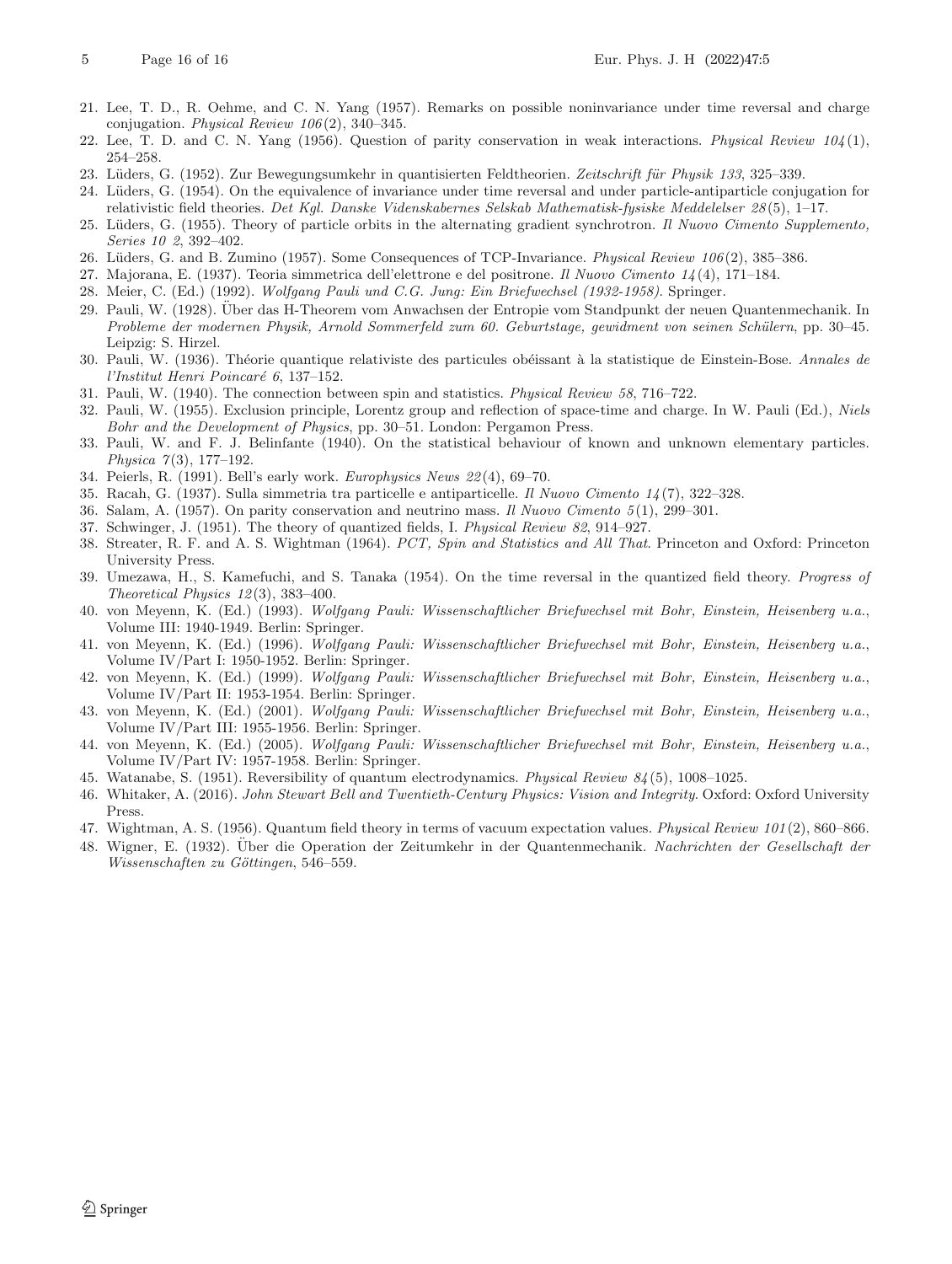21. Lee, T. D., R. Oehme, and C. N. Yang (1957). Remarks on possible noninvariance under time reversal and charge conjugation. *Physical Review 106*(2), 340–345.
22. Lee, T. D. and C. N. Yang (1956). Question of parity conservation in weak interactions. *Physical Review 104*(1), 254–258.
23. Lüders, G. (1952). Zur Bewegungsumkehr in quantisierten Feldtheorien. *Zeitschrift für Physik 133*, 325–339.
24. Lüders, G. (1954). On the equivalence of invariance under time reversal and under particle-antiparticle conjugation for relativistic field theories. *Det Kgl. Danske Videnskabernes Selskab Mathematisk-fysiske Meddelelser 28*(5), 1–17.
25. Lüders, G. (1955). Theory of particle orbits in the alternating gradient synchrotron. *Il Nuovo Cimento Supplemento, Series 10 2*, 392–402.
26. Lüders, G. and B. Zumino (1957). Some Consequences of TCP-Invariance. *Physical Review 106*(2), 385–386.
27. Majorana, E. (1937). Teoria simmetrica dell'elettrone e del positrone. *Il Nuovo Cimento 14*(4), 171–184.
28. Meier, C. (Ed.) (1992). *Wolfgang Pauli und C.G. Jung: Ein Briefwechsel (1932-1958)*. Springer.
29. Pauli, W. (1928). Über das H-Theorem vom Anwachsen der Entropie vom Standpunkt der neuen Quantenmechanik. In *Probleme der modernen Physik, Arnold Sommerfeld zum 60. Geburtstage, gewidment von seinen Schülern*, pp. 30–45. Leipzig: S. Hirzel.
30. Pauli, W. (1936). Théorie quantique relativiste des particules obéissant à la statistique de Einstein-Bose. *Annales de l'Institut Henri Poincaré 6*, 137–152.
31. Pauli, W. (1940). The connection between spin and statistics. *Physical Review 58*, 716–722.
32. Pauli, W. (1955). Exclusion principle, Lorentz group and reflection of space-time and charge. In W. Pauli (Ed.), *Niels Bohr and the Development of Physics*, pp. 30–51. London: Pergamon Press.
33. Pauli, W. and F. J. Belinfante (1940). On the statistical behaviour of known and unknown elementary particles. *Physica 7*(3), 177–192.
34. Peierls, R. (1991). Bell's early work. *Europhysics News 22*(4), 69–70.
35. Racah, G. (1937). Sulla simmetria tra particelle e antiparticelle. *Il Nuovo Cimento 14*(7), 322–328.
36. Salam, A. (1957). On parity conservation and neutrino mass. *Il Nuovo Cimento 5*(1), 299–301.
37. Schwinger, J. (1951). The theory of quantized fields, I. *Physical Review 82*, 914–927.
38. Streater, R. F. and A. S. Wightman (1964). *PCT, Spin and Statistics and All That*. Princeton and Oxford: Princeton University Press.
39. Umezawa, H., S. Kamefuchi, and S. Tanaka (1954). On the time reversal in the quantized field theory. *Progress of Theoretical Physics 12*(3), 383–400.
40. von Meyenn, K. (Ed.) (1993). *Wolfgang Pauli: Wissenschaftlicher Briefwechsel mit Bohr, Einstein, Heisenberg u.a.*, Volume III: 1940-1949. Berlin: Springer.
41. von Meyenn, K. (Ed.) (1996). *Wolfgang Pauli: Wissenschaftlicher Briefwechsel mit Bohr, Einstein, Heisenberg u.a.*, Volume IV/Part I: 1950-1952. Berlin: Springer.
42. von Meyenn, K. (Ed.) (1999). *Wolfgang Pauli: Wissenschaftlicher Briefwechsel mit Bohr, Einstein, Heisenberg u.a.*, Volume IV/Part II: 1953-1954. Berlin: Springer.
43. von Meyenn, K. (Ed.) (2001). *Wolfgang Pauli: Wissenschaftlicher Briefwechsel mit Bohr, Einstein, Heisenberg u.a.*, Volume IV/Part III: 1955-1956. Berlin: Springer.
44. von Meyenn, K. (Ed.) (2005). *Wolfgang Pauli: Wissenschaftlicher Briefwechsel mit Bohr, Einstein, Heisenberg u.a.*, Volume IV/Part IV: 1957-1958. Berlin: Springer.
45. Watanabe, S. (1951). Reversibility of quantum electrodynamics. *Physical Review 84*(5), 1008–1025.
46. Whitaker, A. (2016). *John Stewart Bell and Twentieth-Century Physics: Vision and Integrity*. Oxford: Oxford University Press.
47. Wightman, A. S. (1956). Quantum field theory in terms of vacuum expectation values. *Physical Review 101*(2), 860–866.
48. Wigner, E. (1932). Über die Operation der Zeitumkehr in der Quantenmechanik. *Nachrichten der Gesellschaft der Wissenschaften zu Göttingen*, 546–559.